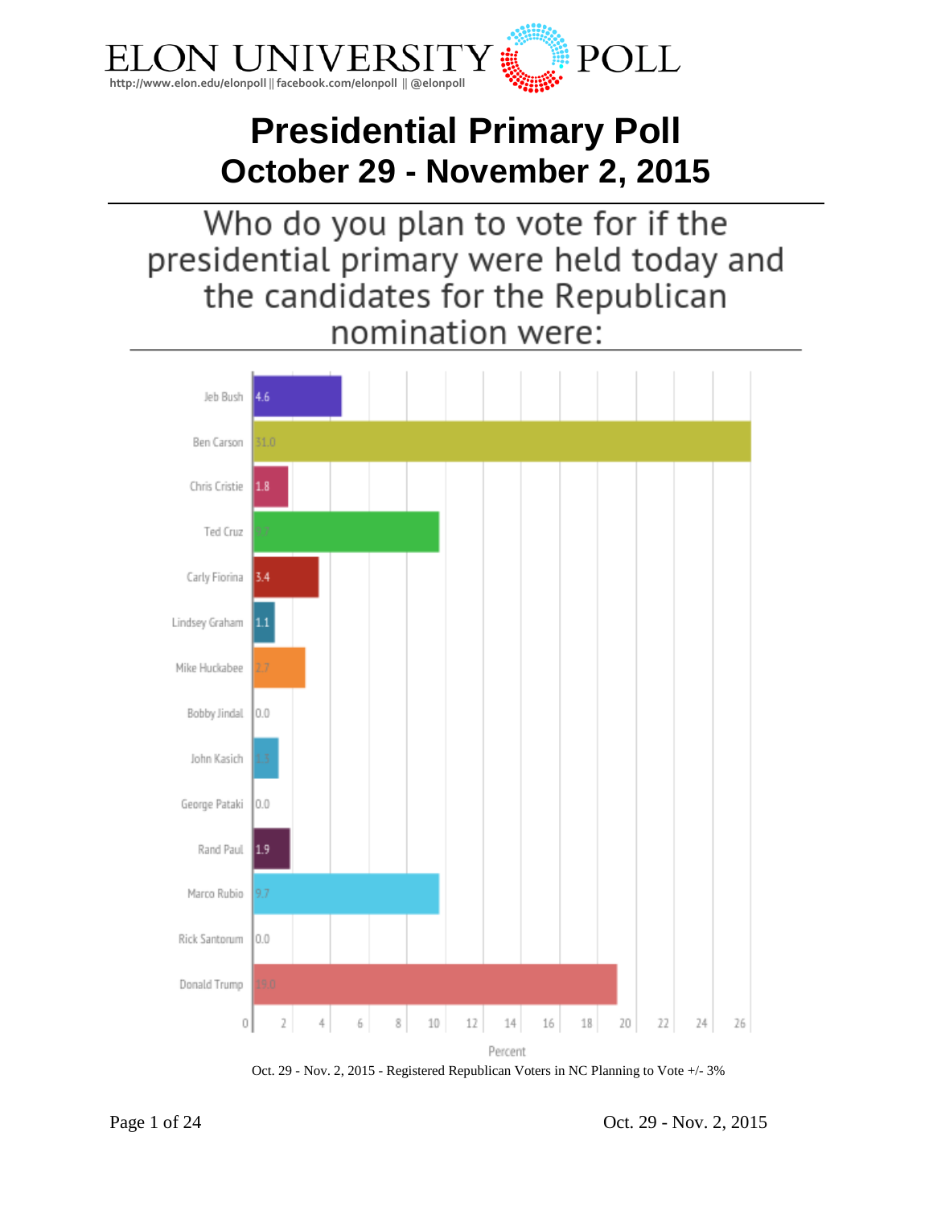# ELON UNIVERSITY POLL

http://www.elon.edu/elonpoll || facebook.com/elonpoll || @elonpoll

# Presidential Primary Poll
## October 29 - November 2, 2015

### Who do you plan to vote for if the presidential primary were held today and the candidates for the Republican nomination were:

| Candidate | Percent |
|---|---|
| Jeb Bush | 4.6 |
| Ben Carson | 31.0 |
| Chris Cristie | 1.8 |
| Ted Cruz | 9.7 |
| Carly Fiorina | 3.4 |
| Lindsey Graham | 1.1 |
| Mike Huckabee | 2.7 |
| Bobby Jindal | 0.0 |
| John Kasich | 1.3 |
| George Pataki | 0.0 |
| Rand Paul | 1.9 |
| Marco Rubio | 9.7 |
| Rick Santorum | 0.0 |
| Donald Trump | 19.0 |

Oct. 29 - Nov. 2, 2015 - Registered Republican Voters in NC Planning to Vote +/- 3%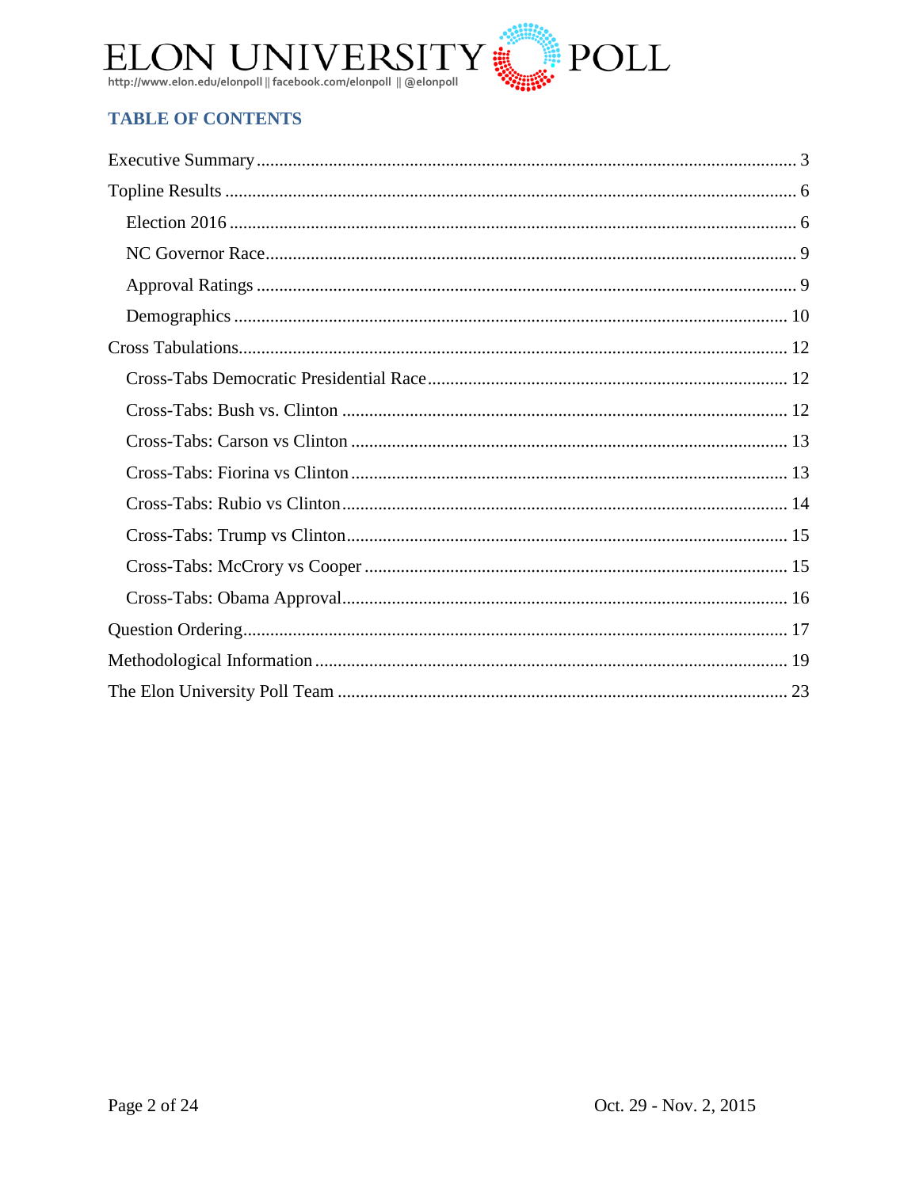## TABLE OF CONTENTS

Executive Summary ........................................................................................................ 3

Topline Results ............................................................................................................. 6

- Election 2016 ............................................................................................................ 6
- NC Governor Race..................................................................................................... 9
- Approval Ratings ....................................................................................................... 9
- Demographics .......................................................................................................... 10

Cross Tabulations.......................................................................................................... 12

- Cross-Tabs Democratic Presidential Race ................................................................ 12
- Cross-Tabs: Bush vs. Clinton .................................................................................. 12
- Cross-Tabs: Carson vs Clinton ................................................................................ 13
- Cross-Tabs: Fiorina vs Clinton ................................................................................ 13
- Cross-Tabs: Rubio vs Clinton.................................................................................. 14
- Cross-Tabs: Trump vs Clinton................................................................................. 15
- Cross-Tabs: McCrory vs Cooper ............................................................................. 15
- Cross-Tabs: Obama Approval.................................................................................. 16

Question Ordering......................................................................................................... 17

Methodological Information ......................................................................................... 19

The Elon University Poll Team .................................................................................... 23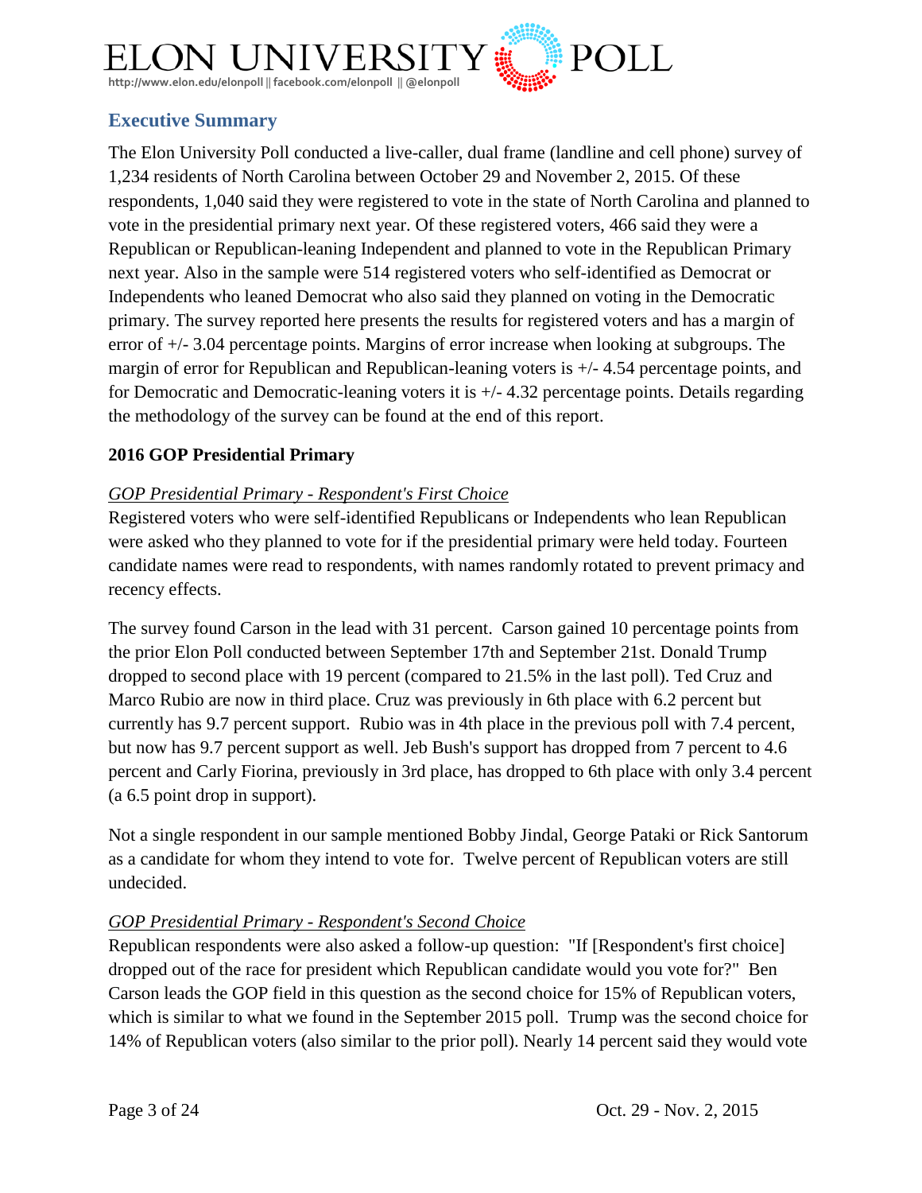## Executive Summary

The Elon University Poll conducted a live-caller, dual frame (landline and cell phone) survey of 1,234 residents of North Carolina between October 29 and November 2, 2015. Of these respondents, 1,040 said they were registered to vote in the state of North Carolina and planned to vote in the presidential primary next year. Of these registered voters, 466 said they were a Republican or Republican-leaning Independent and planned to vote in the Republican Primary next year. Also in the sample were 514 registered voters who self-identified as Democrat or Independents who leaned Democrat who also said they planned on voting in the Democratic primary. The survey reported here presents the results for registered voters and has a margin of error of +/- 3.04 percentage points. Margins of error increase when looking at subgroups. The margin of error for Republican and Republican-leaning voters is +/- 4.54 percentage points, and for Democratic and Democratic-leaning voters it is +/- 4.32 percentage points. Details regarding the methodology of the survey can be found at the end of this report.

### 2016 GOP Presidential Primary

*GOP Presidential Primary - Respondent's First Choice*

Registered voters who were self-identified Republicans or Independents who lean Republican were asked who they planned to vote for if the presidential primary were held today. Fourteen candidate names were read to respondents, with names randomly rotated to prevent primacy and recency effects.

The survey found Carson in the lead with 31 percent. Carson gained 10 percentage points from the prior Elon Poll conducted between September 17th and September 21st. Donald Trump dropped to second place with 19 percent (compared to 21.5% in the last poll). Ted Cruz and Marco Rubio are now in third place. Cruz was previously in 6th place with 6.2 percent but currently has 9.7 percent support. Rubio was in 4th place in the previous poll with 7.4 percent, but now has 9.7 percent support as well. Jeb Bush's support has dropped from 7 percent to 4.6 percent and Carly Fiorina, previously in 3rd place, has dropped to 6th place with only 3.4 percent (a 6.5 point drop in support).

Not a single respondent in our sample mentioned Bobby Jindal, George Pataki or Rick Santorum as a candidate for whom they intend to vote for. Twelve percent of Republican voters are still undecided.

*GOP Presidential Primary - Respondent's Second Choice*

Republican respondents were also asked a follow-up question: "If [Respondent's first choice] dropped out of the race for president which Republican candidate would you vote for?" Ben Carson leads the GOP field in this question as the second choice for 15% of Republican voters, which is similar to what we found in the September 2015 poll. Trump was the second choice for 14% of Republican voters (also similar to the prior poll). Nearly 14 percent said they would vote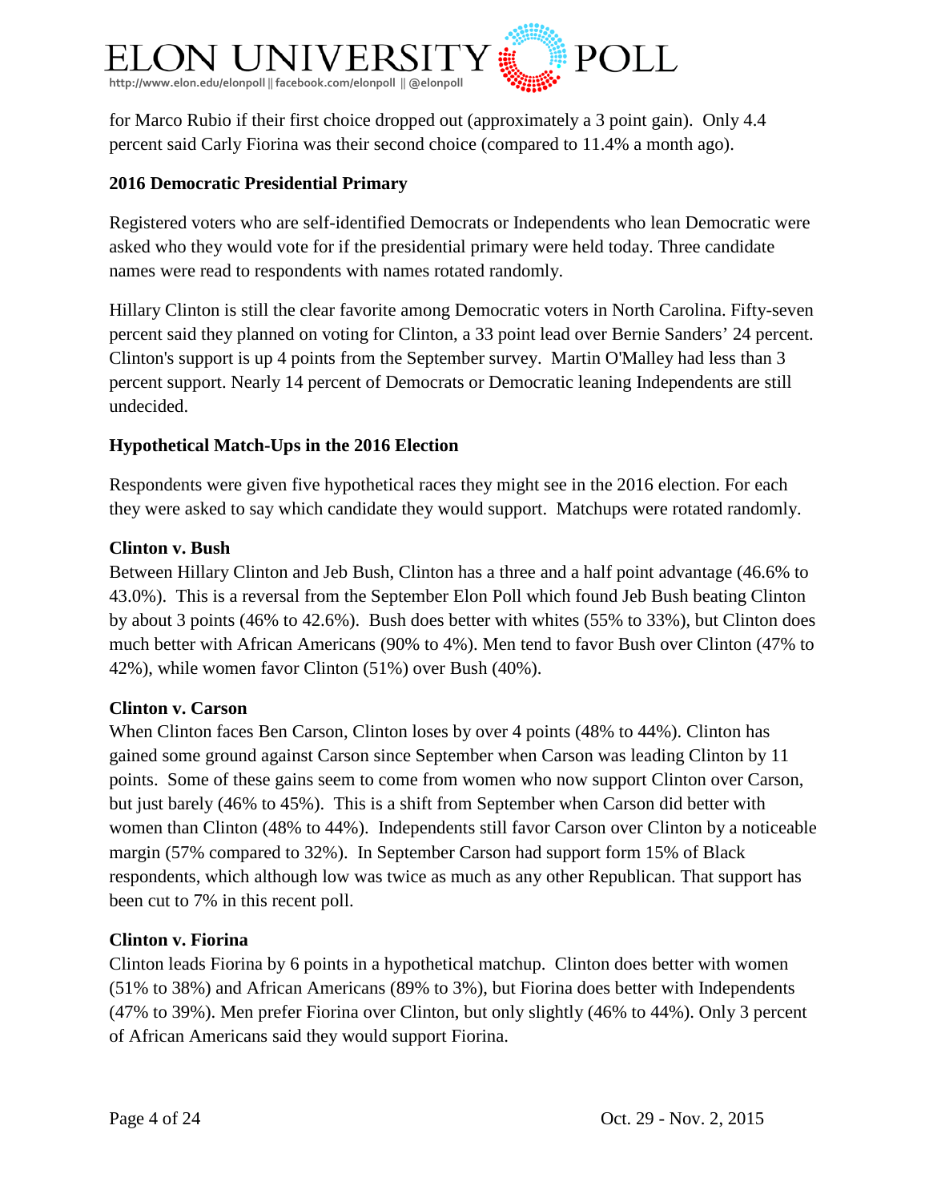for Marco Rubio if their first choice dropped out (approximately a 3 point gain). Only 4.4 percent said Carly Fiorina was their second choice (compared to 11.4% a month ago).

## 2016 Democratic Presidential Primary

Registered voters who are self-identified Democrats or Independents who lean Democratic were asked who they would vote for if the presidential primary were held today. Three candidate names were read to respondents with names rotated randomly.

Hillary Clinton is still the clear favorite among Democratic voters in North Carolina. Fifty-seven percent said they planned on voting for Clinton, a 33 point lead over Bernie Sanders' 24 percent. Clinton's support is up 4 points from the September survey. Martin O'Malley had less than 3 percent support. Nearly 14 percent of Democrats or Democratic leaning Independents are still undecided.

## Hypothetical Match-Ups in the 2016 Election

Respondents were given five hypothetical races they might see in the 2016 election. For each they were asked to say which candidate they would support. Matchups were rotated randomly.

### Clinton v. Bush

Between Hillary Clinton and Jeb Bush, Clinton has a three and a half point advantage (46.6% to 43.0%). This is a reversal from the September Elon Poll which found Jeb Bush beating Clinton by about 3 points (46% to 42.6%). Bush does better with whites (55% to 33%), but Clinton does much better with African Americans (90% to 4%). Men tend to favor Bush over Clinton (47% to 42%), while women favor Clinton (51%) over Bush (40%).

### Clinton v. Carson

When Clinton faces Ben Carson, Clinton loses by over 4 points (48% to 44%). Clinton has gained some ground against Carson since September when Carson was leading Clinton by 11 points. Some of these gains seem to come from women who now support Clinton over Carson, but just barely (46% to 45%). This is a shift from September when Carson did better with women than Clinton (48% to 44%). Independents still favor Carson over Clinton by a noticeable margin (57% compared to 32%). In September Carson had support form 15% of Black respondents, which although low was twice as much as any other Republican. That support has been cut to 7% in this recent poll.

### Clinton v. Fiorina

Clinton leads Fiorina by 6 points in a hypothetical matchup. Clinton does better with women (51% to 38%) and African Americans (89% to 3%), but Fiorina does better with Independents (47% to 39%). Men prefer Fiorina over Clinton, but only slightly (46% to 44%). Only 3 percent of African Americans said they would support Fiorina.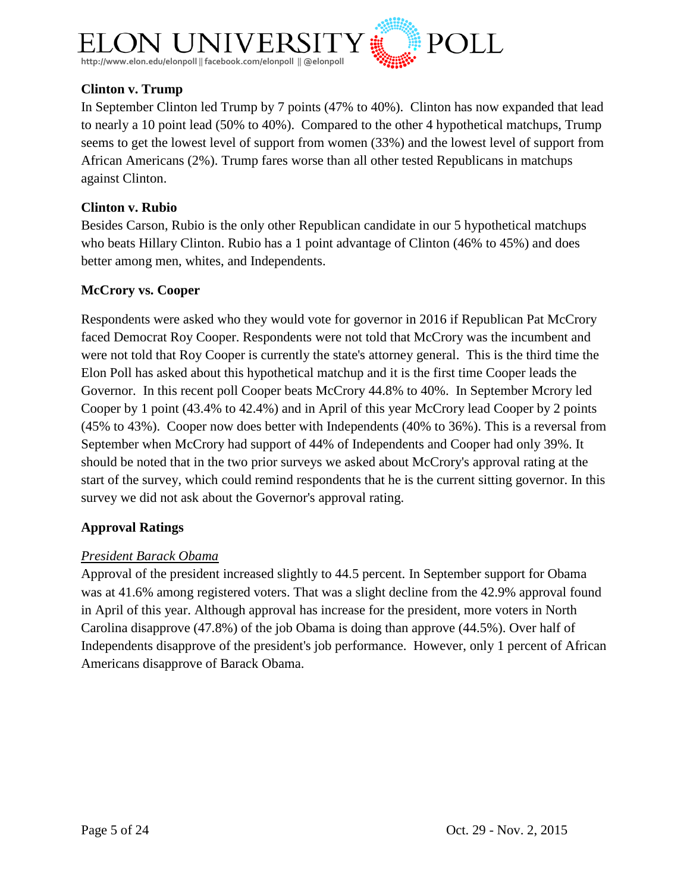**Clinton v. Trump**

In September Clinton led Trump by 7 points (47% to 40%). Clinton has now expanded that lead to nearly a 10 point lead (50% to 40%). Compared to the other 4 hypothetical matchups, Trump seems to get the lowest level of support from women (33%) and the lowest level of support from African Americans (2%). Trump fares worse than all other tested Republicans in matchups against Clinton.

**Clinton v. Rubio**

Besides Carson, Rubio is the only other Republican candidate in our 5 hypothetical matchups who beats Hillary Clinton. Rubio has a 1 point advantage of Clinton (46% to 45%) and does better among men, whites, and Independents.

**McCrory vs. Cooper**

Respondents were asked who they would vote for governor in 2016 if Republican Pat McCrory faced Democrat Roy Cooper. Respondents were not told that McCrory was the incumbent and were not told that Roy Cooper is currently the state's attorney general. This is the third time the Elon Poll has asked about this hypothetical matchup and it is the first time Cooper leads the Governor. In this recent poll Cooper beats McCrory 44.8% to 40%. In September Mcrory led Cooper by 1 point (43.4% to 42.4%) and in April of this year McCrory lead Cooper by 2 points (45% to 43%). Cooper now does better with Independents (40% to 36%). This is a reversal from September when McCrory had support of 44% of Independents and Cooper had only 39%. It should be noted that in the two prior surveys we asked about McCrory's approval rating at the start of the survey, which could remind respondents that he is the current sitting governor. In this survey we did not ask about the Governor's approval rating.

**Approval Ratings**

*President Barack Obama*

Approval of the president increased slightly to 44.5 percent. In September support for Obama was at 41.6% among registered voters. That was a slight decline from the 42.9% approval found in April of this year. Although approval has increase for the president, more voters in North Carolina disapprove (47.8%) of the job Obama is doing than approve (44.5%). Over half of Independents disapprove of the president's job performance. However, only 1 percent of African Americans disapprove of Barack Obama.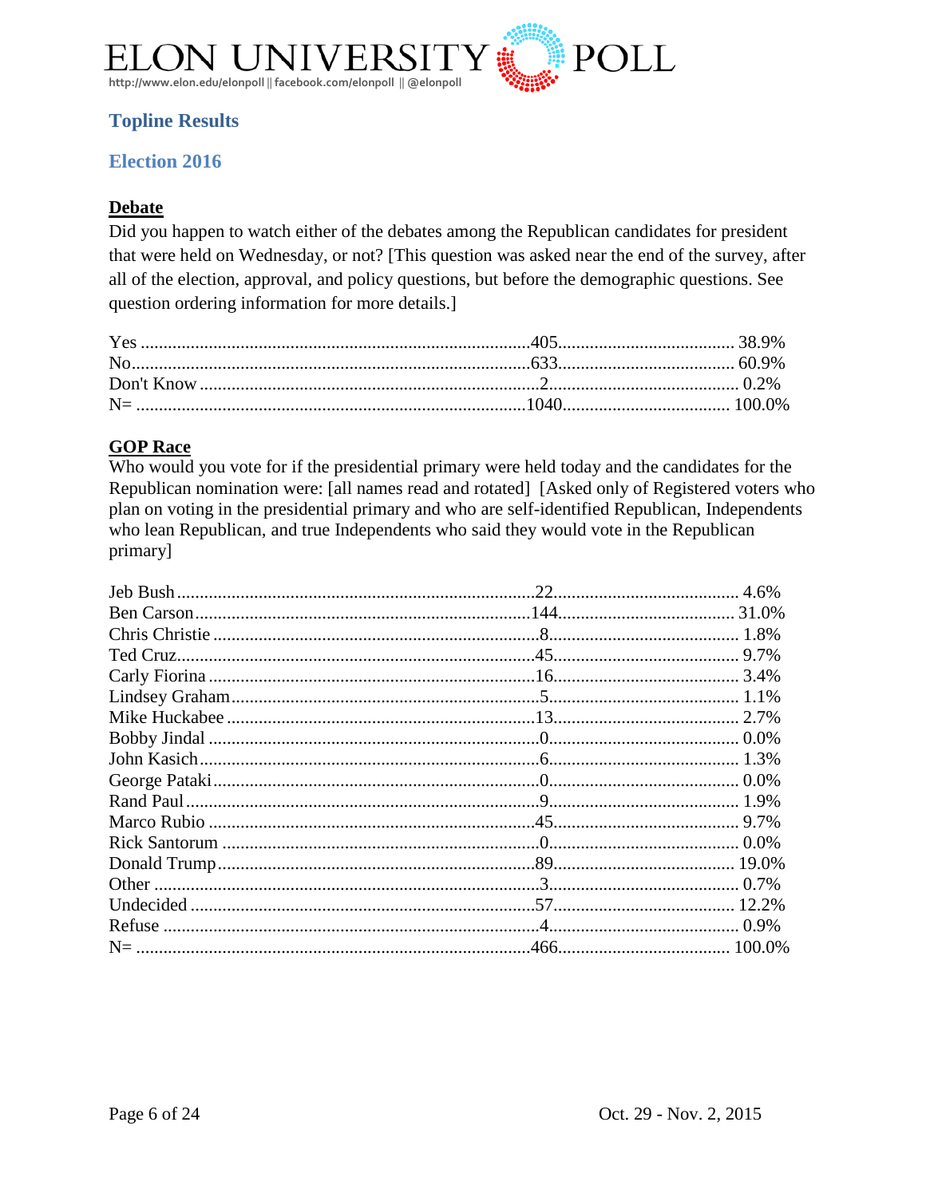# ELON UNIVERSITY POLL

http://www.elon.edu/elonpoll || facebook.com/elonpoll || @elonpoll

## Topline Results

## Election 2016

### Debate

Did you happen to watch either of the debates among the Republican candidates for president that were held on Wednesday, or not? [This question was asked near the end of the survey, after all of the election, approval, and policy questions, but before the demographic questions. See question ordering information for more details.]

| Response | Count | Percent |
|---|---|---|
| Yes | 405 | 38.9% |
| No | 633 | 60.9% |
| Don't Know | 2 | 0.2% |
| N= | 1040 | 100.0% |

### GOP Race

Who would you vote for if the presidential primary were held today and the candidates for the Republican nomination were: [all names read and rotated] [Asked only of Registered voters who plan on voting in the presidential primary and who are self-identified Republican, Independents who lean Republican, and true Independents who said they would vote in the Republican primary]

| Candidate | Count | Percent |
|---|---|---|
| Jeb Bush | 22 | 4.6% |
| Ben Carson | 144 | 31.0% |
| Chris Christie | 8 | 1.8% |
| Ted Cruz | 45 | 9.7% |
| Carly Fiorina | 16 | 3.4% |
| Lindsey Graham | 5 | 1.1% |
| Mike Huckabee | 13 | 2.7% |
| Bobby Jindal | 0 | 0.0% |
| John Kasich | 6 | 1.3% |
| George Pataki | 0 | 0.0% |
| Rand Paul | 9 | 1.9% |
| Marco Rubio | 45 | 9.7% |
| Rick Santorum | 0 | 0.0% |
| Donald Trump | 89 | 19.0% |
| Other | 3 | 0.7% |
| Undecided | 57 | 12.2% |
| Refuse | 4 | 0.9% |
| N= | 466 | 100.0% |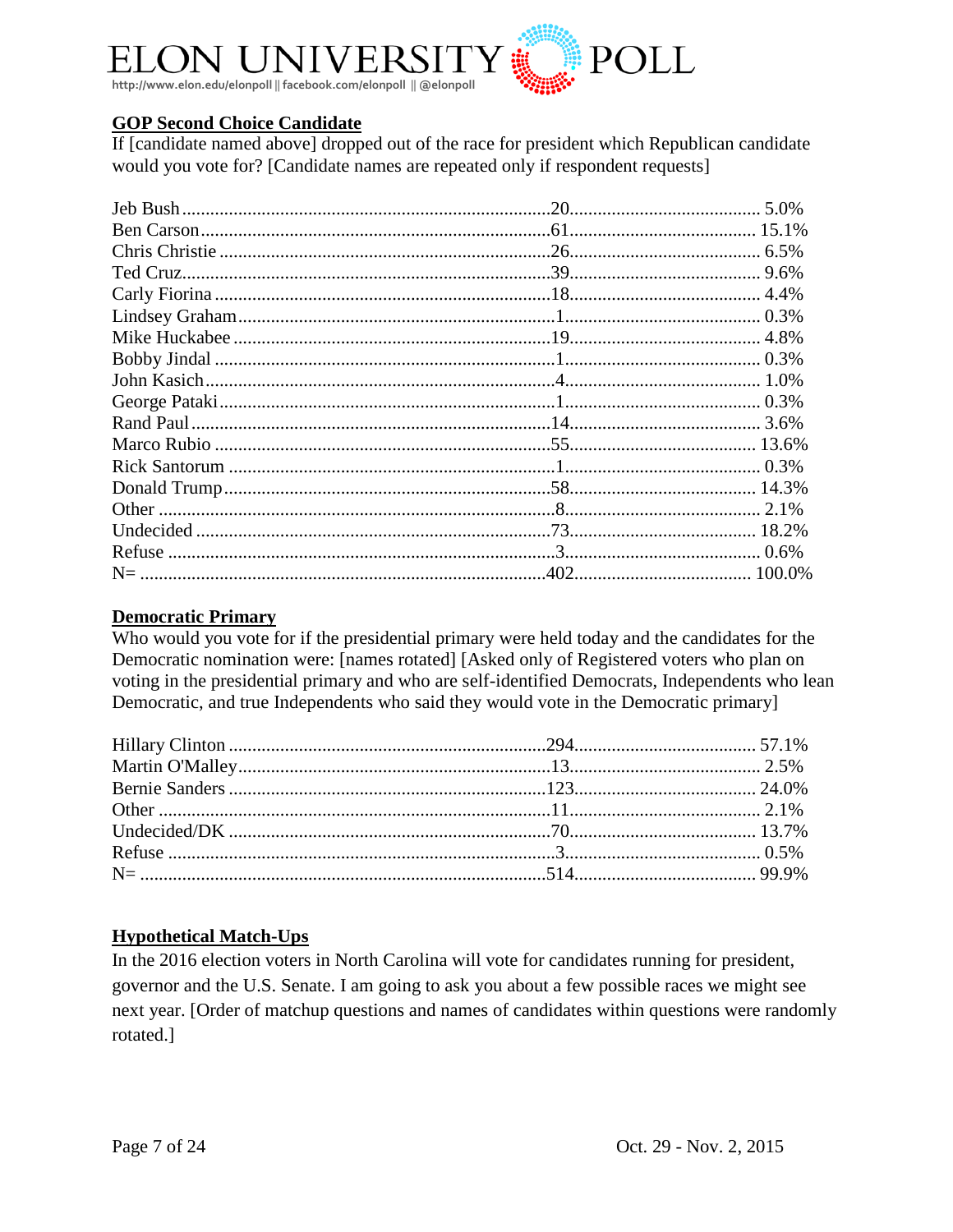**GOP Second Choice Candidate**

If [candidate named above] dropped out of the race for president which Republican candidate would you vote for? [Candidate names are repeated only if respondent requests]

| | | |
|---|---|---|
| Jeb Bush | 20 | 5.0% |
| Ben Carson | 61 | 15.1% |
| Chris Christie | 26 | 6.5% |
| Ted Cruz | 39 | 9.6% |
| Carly Fiorina | 18 | 4.4% |
| Lindsey Graham | 1 | 0.3% |
| Mike Huckabee | 19 | 4.8% |
| Bobby Jindal | 1 | 0.3% |
| John Kasich | 4 | 1.0% |
| George Pataki | 1 | 0.3% |
| Rand Paul | 14 | 3.6% |
| Marco Rubio | 55 | 13.6% |
| Rick Santorum | 1 | 0.3% |
| Donald Trump | 58 | 14.3% |
| Other | 8 | 2.1% |
| Undecided | 73 | 18.2% |
| Refuse | 3 | 0.6% |
| N= | 402 | 100.0% |

**Democratic Primary**

Who would you vote for if the presidential primary were held today and the candidates for the Democratic nomination were: [names rotated] [Asked only of Registered voters who plan on voting in the presidential primary and who are self-identified Democrats, Independents who lean Democratic, and true Independents who said they would vote in the Democratic primary]

| | | |
|---|---|---|
| Hillary Clinton | 294 | 57.1% |
| Martin O'Malley | 13 | 2.5% |
| Bernie Sanders | 123 | 24.0% |
| Other | 11 | 2.1% |
| Undecided/DK | 70 | 13.7% |
| Refuse | 3 | 0.5% |
| N= | 514 | 99.9% |

**Hypothetical Match-Ups**

In the 2016 election voters in North Carolina will vote for candidates running for president, governor and the U.S. Senate. I am going to ask you about a few possible races we might see next year. [Order of matchup questions and names of candidates within questions were randomly rotated.]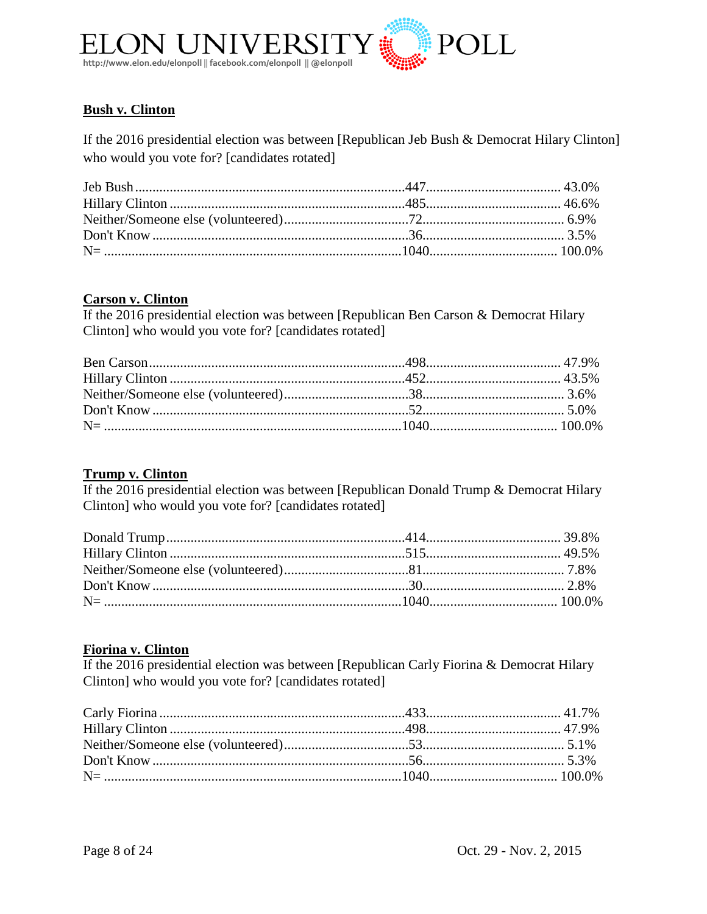## Bush v. Clinton

If the 2016 presidential election was between [Republican Jeb Bush & Democrat Hilary Clinton] who would you vote for? [candidates rotated]

| | | |
|---|---|---|
| Jeb Bush | 447 | 43.0% |
| Hillary Clinton | 485 | 46.6% |
| Neither/Someone else (volunteered) | 72 | 6.9% |
| Don't Know | 36 | 3.5% |
| N= | 1040 | 100.0% |

## Carson v. Clinton

If the 2016 presidential election was between [Republican Ben Carson & Democrat Hilary Clinton] who would you vote for? [candidates rotated]

| | | |
|---|---|---|
| Ben Carson | 498 | 47.9% |
| Hillary Clinton | 452 | 43.5% |
| Neither/Someone else (volunteered) | 38 | 3.6% |
| Don't Know | 52 | 5.0% |
| N= | 1040 | 100.0% |

## Trump v. Clinton

If the 2016 presidential election was between [Republican Donald Trump & Democrat Hilary Clinton] who would you vote for? [candidates rotated]

| | | |
|---|---|---|
| Donald Trump | 414 | 39.8% |
| Hillary Clinton | 515 | 49.5% |
| Neither/Someone else (volunteered) | 81 | 7.8% |
| Don't Know | 30 | 2.8% |
| N= | 1040 | 100.0% |

## Fiorina v. Clinton

If the 2016 presidential election was between [Republican Carly Fiorina & Democrat Hilary Clinton] who would you vote for? [candidates rotated]

| | | |
|---|---|---|
| Carly Fiorina | 433 | 41.7% |
| Hillary Clinton | 498 | 47.9% |
| Neither/Someone else (volunteered) | 53 | 5.1% |
| Don't Know | 56 | 5.3% |
| N= | 1040 | 100.0% |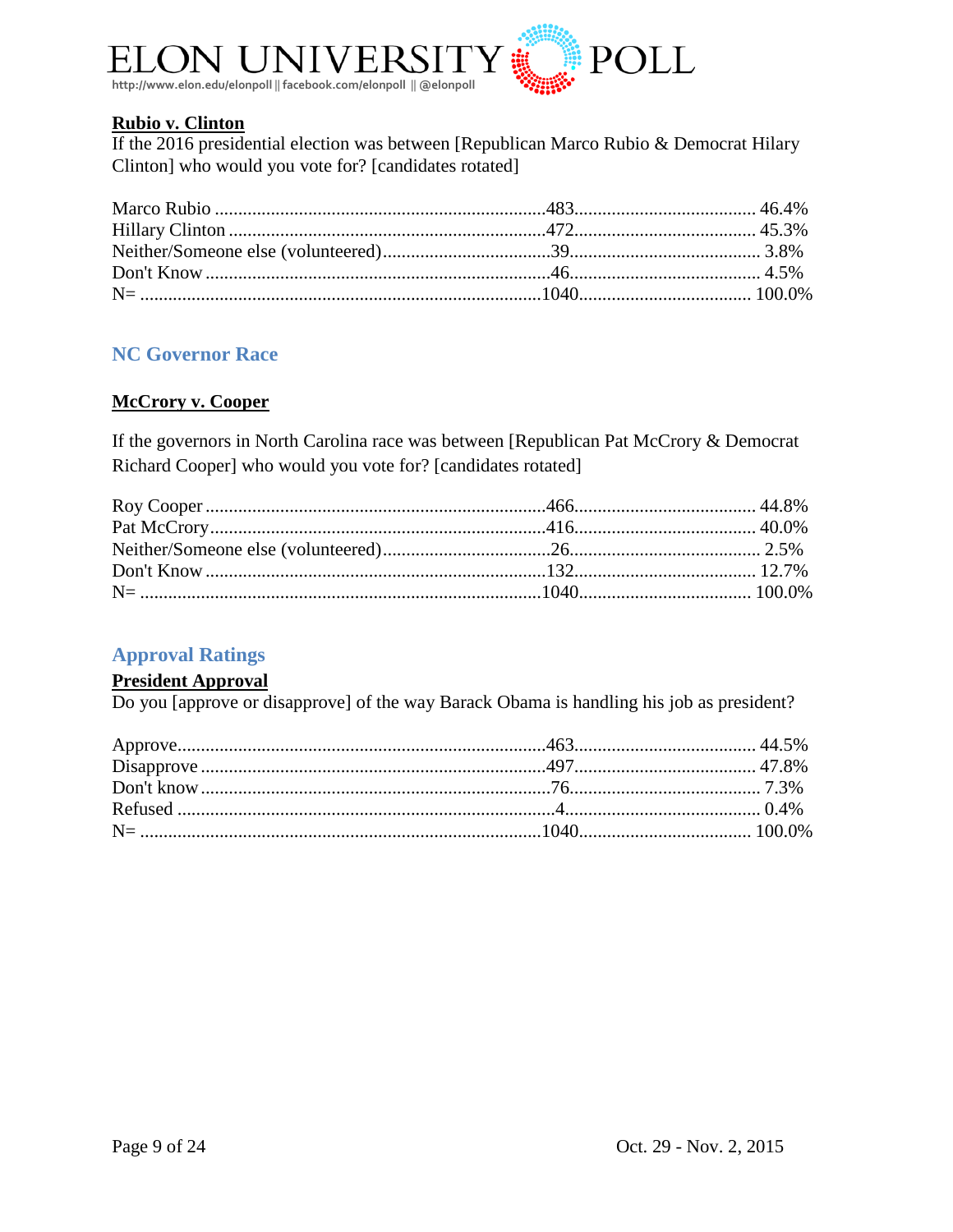**Rubio v. Clinton**

If the 2016 presidential election was between [Republican Marco Rubio & Democrat Hilary Clinton] who would you vote for? [candidates rotated]

| | | |
|---|---|---|
| Marco Rubio | 483 | 46.4% |
| Hillary Clinton | 472 | 45.3% |
| Neither/Someone else (volunteered) | 39 | 3.8% |
| Don't Know | 46 | 4.5% |
| N= | 1040 | 100.0% |

## NC Governor Race

**McCrory v. Cooper**

If the governors in North Carolina race was between [Republican Pat McCrory & Democrat Richard Cooper] who would you vote for? [candidates rotated]

| | | |
|---|---|---|
| Roy Cooper | 466 | 44.8% |
| Pat McCrory | 416 | 40.0% |
| Neither/Someone else (volunteered) | 26 | 2.5% |
| Don't Know | 132 | 12.7% |
| N= | 1040 | 100.0% |

## Approval Ratings

**President Approval**

Do you [approve or disapprove] of the way Barack Obama is handling his job as president?

| | | |
|---|---|---|
| Approve | 463 | 44.5% |
| Disapprove | 497 | 47.8% |
| Don't know | 76 | 7.3% |
| Refused | 4 | 0.4% |
| N= | 1040 | 100.0% |

Oct. 29 - Nov. 2, 2015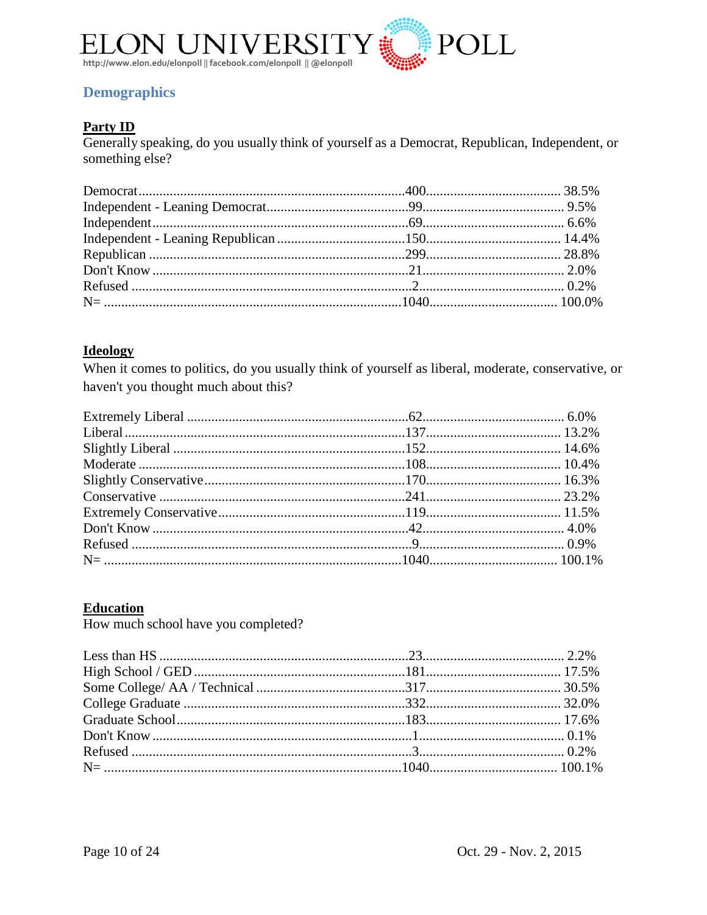# ELON UNIVERSITY POLL

http://www.elon.edu/elonpoll || facebook.com/elonpoll || @elonpoll

## Demographics

### Party ID

Generally speaking, do you usually think of yourself as a Democrat, Republican, Independent, or something else?

| | | |
|---|---|---|
| Democrat | 400 | 38.5% |
| Independent - Leaning Democrat | 99 | 9.5% |
| Independent | 69 | 6.6% |
| Independent - Leaning Republican | 150 | 14.4% |
| Republican | 299 | 28.8% |
| Don't Know | 21 | 2.0% |
| Refused | 2 | 0.2% |
| N= | 1040 | 100.0% |

### Ideology

When it comes to politics, do you usually think of yourself as liberal, moderate, conservative, or haven't you thought much about this?

| | | |
|---|---|---|
| Extremely Liberal | 62 | 6.0% |
| Liberal | 137 | 13.2% |
| Slightly Liberal | 152 | 14.6% |
| Moderate | 108 | 10.4% |
| Slightly Conservative | 170 | 16.3% |
| Conservative | 241 | 23.2% |
| Extremely Conservative | 119 | 11.5% |
| Don't Know | 42 | 4.0% |
| Refused | 9 | 0.9% |
| N= | 1040 | 100.1% |

### Education

How much school have you completed?

| | | |
|---|---|---|
| Less than HS | 23 | 2.2% |
| High School / GED | 181 | 17.5% |
| Some College/ AA / Technical | 317 | 30.5% |
| College Graduate | 332 | 32.0% |
| Graduate School | 183 | 17.6% |
| Don't Know | 1 | 0.1% |
| Refused | 3 | 0.2% |
| N= | 1040 | 100.1% |

Oct. 29 - Nov. 2, 2015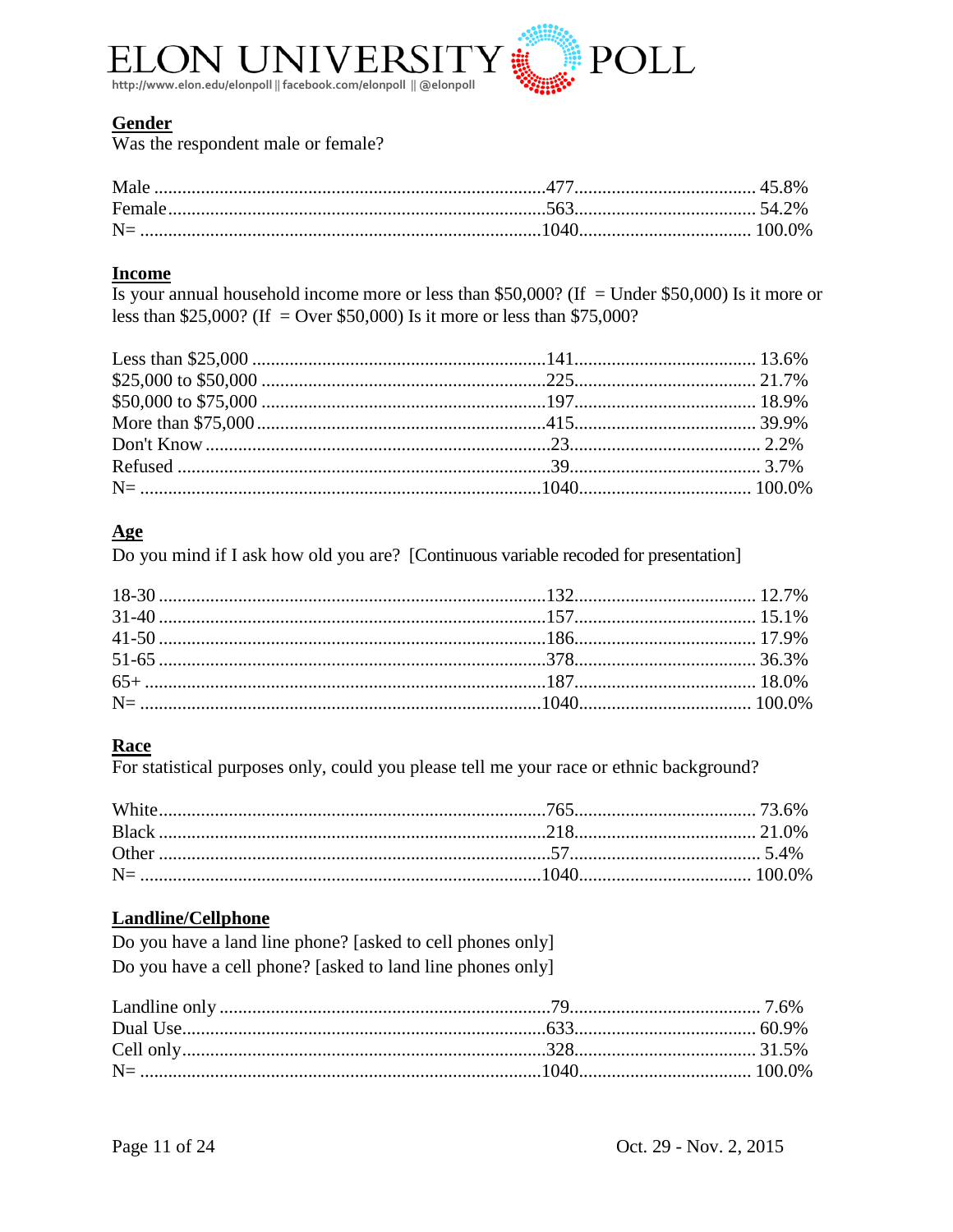## Gender

Was the respondent male or female?

| | | |
|---|---|---|
| Male | 477 | 45.8% |
| Female | 563 | 54.2% |
| N= | 1040 | 100.0% |

## Income

Is your annual household income more or less than $50,000? (If = Under $50,000) Is it more or less than $25,000? (If = Over $50,000) Is it more or less than $75,000?

| | | |
|---|---|---|
| Less than $25,000 | 141 | 13.6% |
| $25,000 to $50,000 | 225 | 21.7% |
| $50,000 to $75,000 | 197 | 18.9% |
| More than $75,000 | 415 | 39.9% |
| Don't Know | 23 | 2.2% |
| Refused | 39 | 3.7% |
| N= | 1040 | 100.0% |

## Age

Do you mind if I ask how old you are? [Continuous variable recoded for presentation]

| | | |
|---|---|---|
| 18-30 | 132 | 12.7% |
| 31-40 | 157 | 15.1% |
| 41-50 | 186 | 17.9% |
| 51-65 | 378 | 36.3% |
| 65+ | 187 | 18.0% |
| N= | 1040 | 100.0% |

## Race

For statistical purposes only, could you please tell me your race or ethnic background?

| | | |
|---|---|---|
| White | 765 | 73.6% |
| Black | 218 | 21.0% |
| Other | 57 | 5.4% |
| N= | 1040 | 100.0% |

## Landline/Cellphone

Do you have a land line phone? [asked to cell phones only]
Do you have a cell phone? [asked to land line phones only]

| | | |
|---|---|---|
| Landline only | 79 | 7.6% |
| Dual Use | 633 | 60.9% |
| Cell only | 328 | 31.5% |
| N= | 1040 | 100.0% |

Oct. 29 - Nov. 2, 2015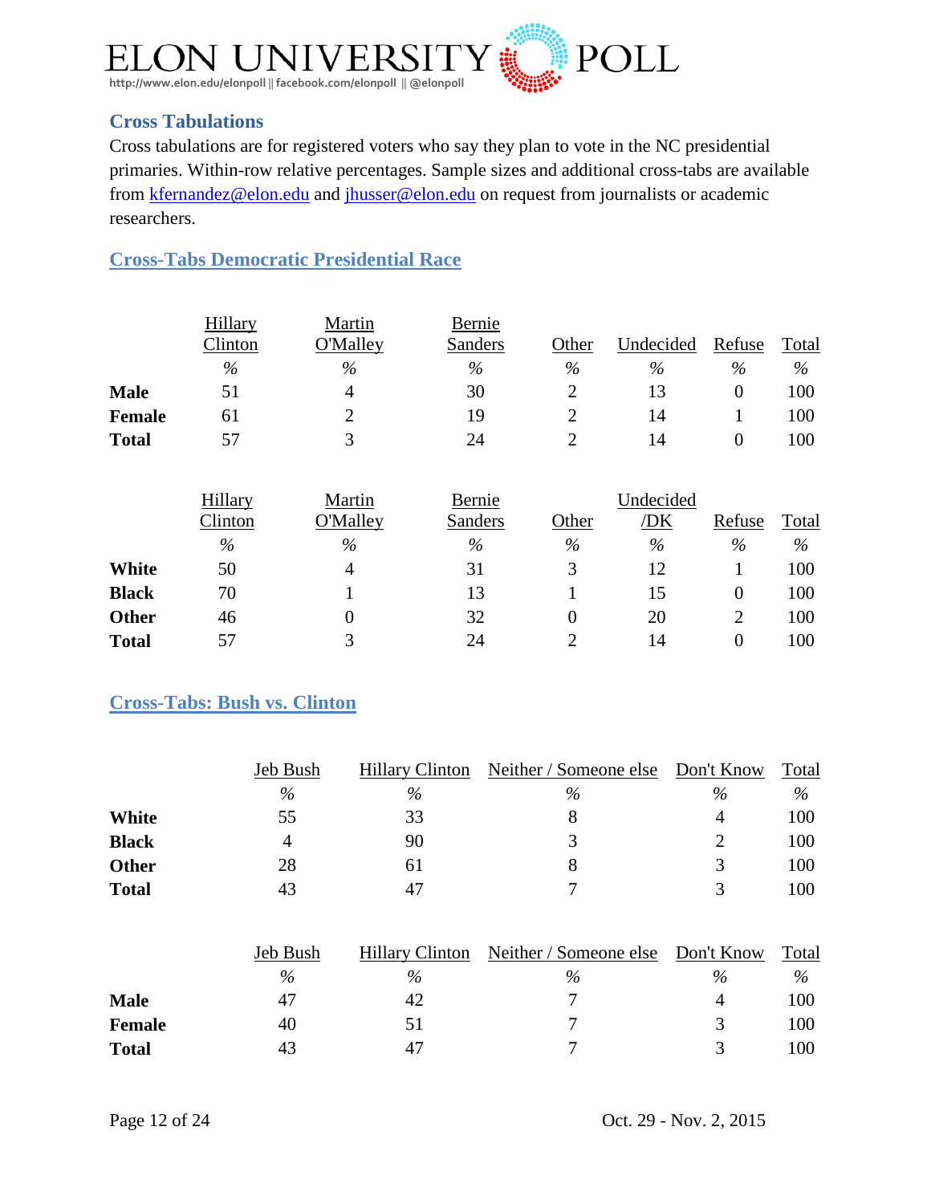## Cross Tabulations

Cross tabulations are for registered voters who say they plan to vote in the NC presidential primaries. Within-row relative percentages. Sample sizes and additional cross-tabs are available from kfernandez@elon.edu and jhusser@elon.edu on request from journalists or academic researchers.

### Cross-Tabs Democratic Presidential Race

| | Hillary Clinton | Martin O'Malley | Bernie Sanders | Other | Undecided | Refuse | Total |
|---|---|---|---|---|---|---|---|
| | % | % | % | % | % | % | % |
| **Male** | 51 | 4 | 30 | 2 | 13 | 0 | 100 |
| **Female** | 61 | 2 | 19 | 2 | 14 | 1 | 100 |
| **Total** | 57 | 3 | 24 | 2 | 14 | 0 | 100 |

| | Hillary Clinton | Martin O'Malley | Bernie Sanders | Other | Undecided /DK | Refuse | Total |
|---|---|---|---|---|---|---|---|
| | % | % | % | % | % | % | % |
| **White** | 50 | 4 | 31 | 3 | 12 | 1 | 100 |
| **Black** | 70 | 1 | 13 | 1 | 15 | 0 | 100 |
| **Other** | 46 | 0 | 32 | 0 | 20 | 2 | 100 |
| **Total** | 57 | 3 | 24 | 2 | 14 | 0 | 100 |

### Cross-Tabs: Bush vs. Clinton

| | Jeb Bush | Hillary Clinton | Neither / Someone else | Don't Know | Total |
|---|---|---|---|---|---|
| | % | % | % | % | % |
| **White** | 55 | 33 | 8 | 4 | 100 |
| **Black** | 4 | 90 | 3 | 2 | 100 |
| **Other** | 28 | 61 | 8 | 3 | 100 |
| **Total** | 43 | 47 | 7 | 3 | 100 |

| | Jeb Bush | Hillary Clinton | Neither / Someone else | Don't Know | Total |
|---|---|---|---|---|---|
| | % | % | % | % | % |
| **Male** | 47 | 42 | 7 | 4 | 100 |
| **Female** | 40 | 51 | 7 | 3 | 100 |
| **Total** | 43 | 47 | 7 | 3 | 100 |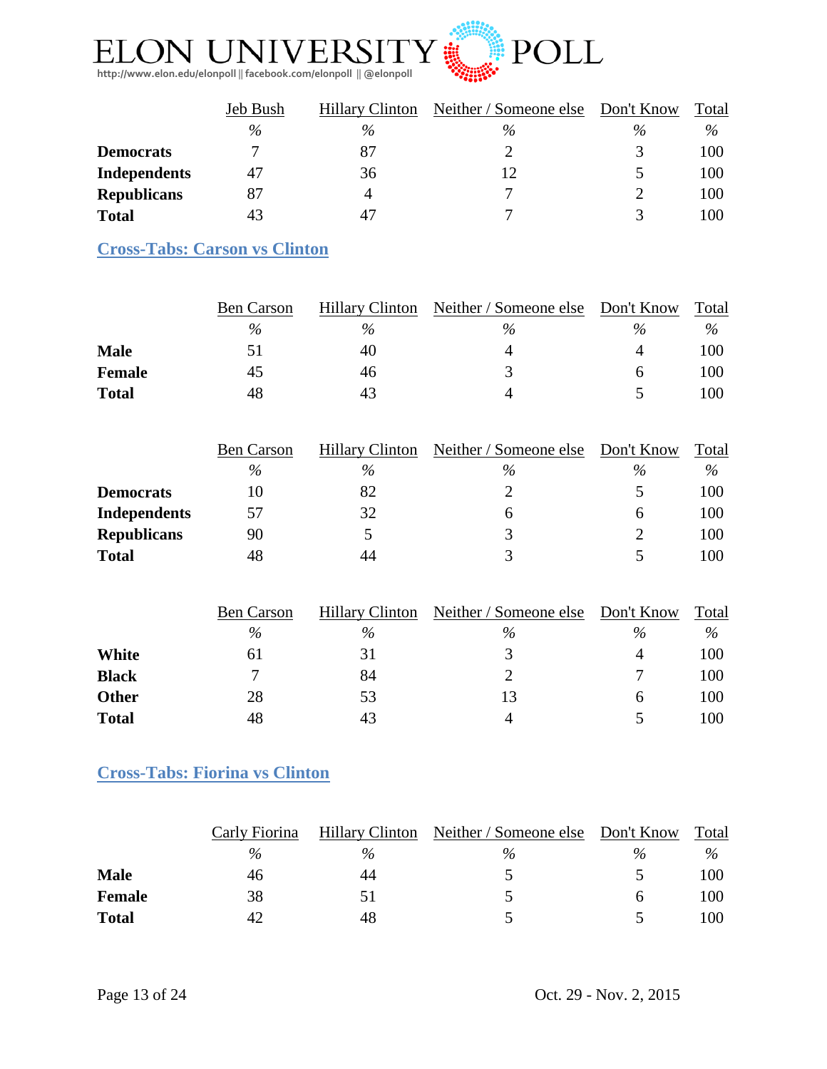|  | Jeb Bush | Hillary Clinton | Neither / Someone else | Don't Know | Total |
|---|---|---|---|---|---|
|  | % | % | % | % | % |
| **Democrats** | 7 | 87 | 2 | 3 | 100 |
| **Independents** | 47 | 36 | 12 | 5 | 100 |
| **Republicans** | 87 | 4 | 7 | 2 | 100 |
| **Total** | 43 | 47 | 7 | 3 | 100 |

## Cross-Tabs: Carson vs Clinton

|  | Ben Carson | Hillary Clinton | Neither / Someone else | Don't Know | Total |
|---|---|---|---|---|---|
|  | % | % | % | % | % |
| **Male** | 51 | 40 | 4 | 4 | 100 |
| **Female** | 45 | 46 | 3 | 6 | 100 |
| **Total** | 48 | 43 | 4 | 5 | 100 |

|  | Ben Carson | Hillary Clinton | Neither / Someone else | Don't Know | Total |
|---|---|---|---|---|---|
|  | % | % | % | % | % |
| **Democrats** | 10 | 82 | 2 | 5 | 100 |
| **Independents** | 57 | 32 | 6 | 6 | 100 |
| **Republicans** | 90 | 5 | 3 | 2 | 100 |
| **Total** | 48 | 44 | 3 | 5 | 100 |

|  | Ben Carson | Hillary Clinton | Neither / Someone else | Don't Know | Total |
|---|---|---|---|---|---|
|  | % | % | % | % | % |
| **White** | 61 | 31 | 3 | 4 | 100 |
| **Black** | 7 | 84 | 2 | 7 | 100 |
| **Other** | 28 | 53 | 13 | 6 | 100 |
| **Total** | 48 | 43 | 4 | 5 | 100 |

## Cross-Tabs: Fiorina vs Clinton

|  | Carly Fiorina | Hillary Clinton | Neither / Someone else | Don't Know | Total |
|---|---|---|---|---|---|
|  | % | % | % | % | % |
| **Male** | 46 | 44 | 5 | 5 | 100 |
| **Female** | 38 | 51 | 5 | 6 | 100 |
| **Total** | 42 | 48 | 5 | 5 | 100 |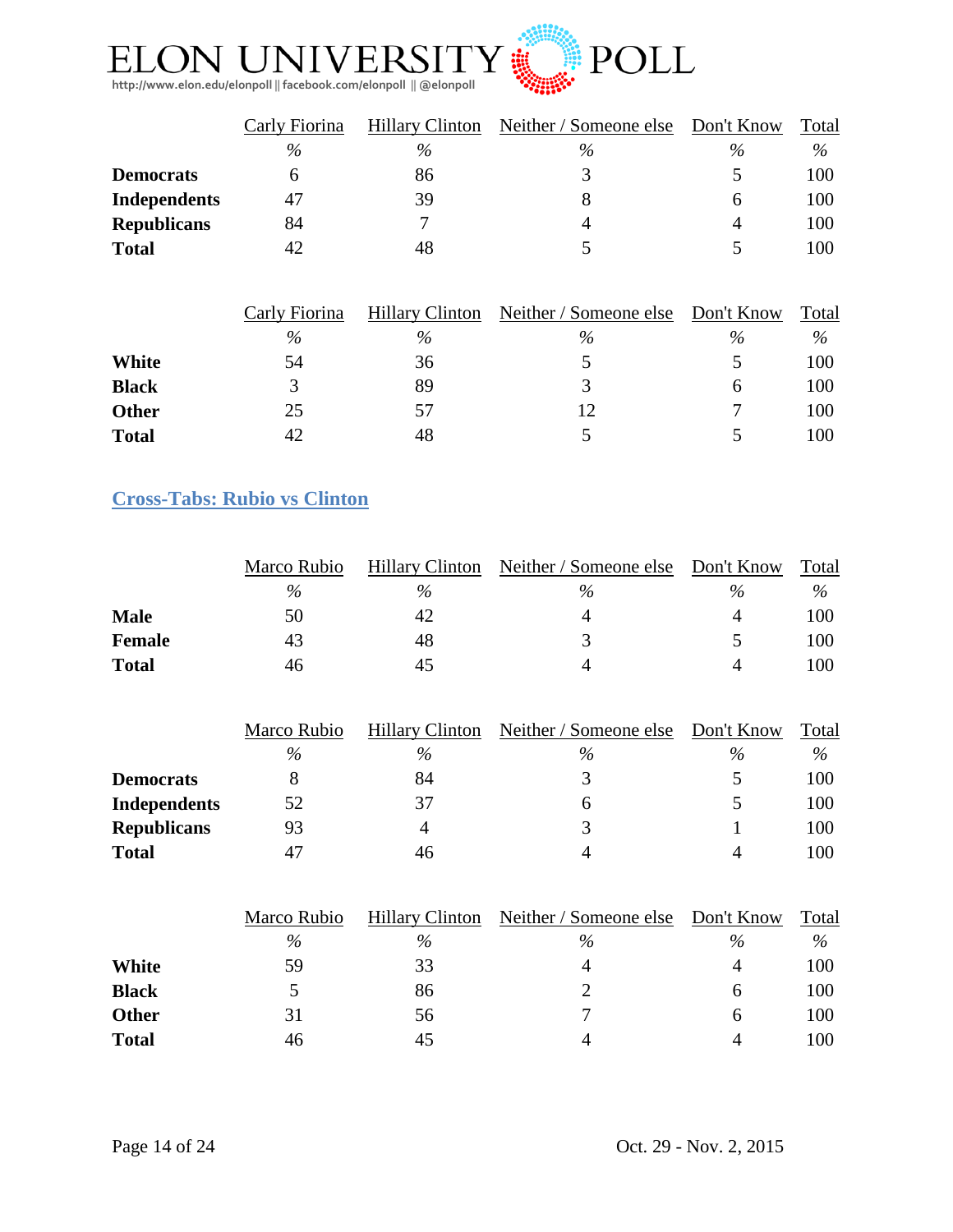| | Carly Fiorina | Hillary Clinton | Neither / Someone else | Don't Know | Total |
|---|---|---|---|---|---|
| | % | % | % | % | % |
| **Democrats** | 6 | 86 | 3 | 5 | 100 |
| **Independents** | 47 | 39 | 8 | 6 | 100 |
| **Republicans** | 84 | 7 | 4 | 4 | 100 |
| **Total** | 42 | 48 | 5 | 5 | 100 |

| | Carly Fiorina | Hillary Clinton | Neither / Someone else | Don't Know | Total |
|---|---|---|---|---|---|
| | % | % | % | % | % |
| **White** | 54 | 36 | 5 | 5 | 100 |
| **Black** | 3 | 89 | 3 | 6 | 100 |
| **Other** | 25 | 57 | 12 | 7 | 100 |
| **Total** | 42 | 48 | 5 | 5 | 100 |

## Cross-Tabs: Rubio vs Clinton

| | Marco Rubio | Hillary Clinton | Neither / Someone else | Don't Know | Total |
|---|---|---|---|---|---|
| | % | % | % | % | % |
| **Male** | 50 | 42 | 4 | 4 | 100 |
| **Female** | 43 | 48 | 3 | 5 | 100 |
| **Total** | 46 | 45 | 4 | 4 | 100 |

| | Marco Rubio | Hillary Clinton | Neither / Someone else | Don't Know | Total |
|---|---|---|---|---|---|
| | % | % | % | % | % |
| **Democrats** | 8 | 84 | 3 | 5 | 100 |
| **Independents** | 52 | 37 | 6 | 5 | 100 |
| **Republicans** | 93 | 4 | 3 | 1 | 100 |
| **Total** | 47 | 46 | 4 | 4 | 100 |

| | Marco Rubio | Hillary Clinton | Neither / Someone else | Don't Know | Total |
|---|---|---|---|---|---|
| | % | % | % | % | % |
| **White** | 59 | 33 | 4 | 4 | 100 |
| **Black** | 5 | 86 | 2 | 6 | 100 |
| **Other** | 31 | 56 | 7 | 6 | 100 |
| **Total** | 46 | 45 | 4 | 4 | 100 |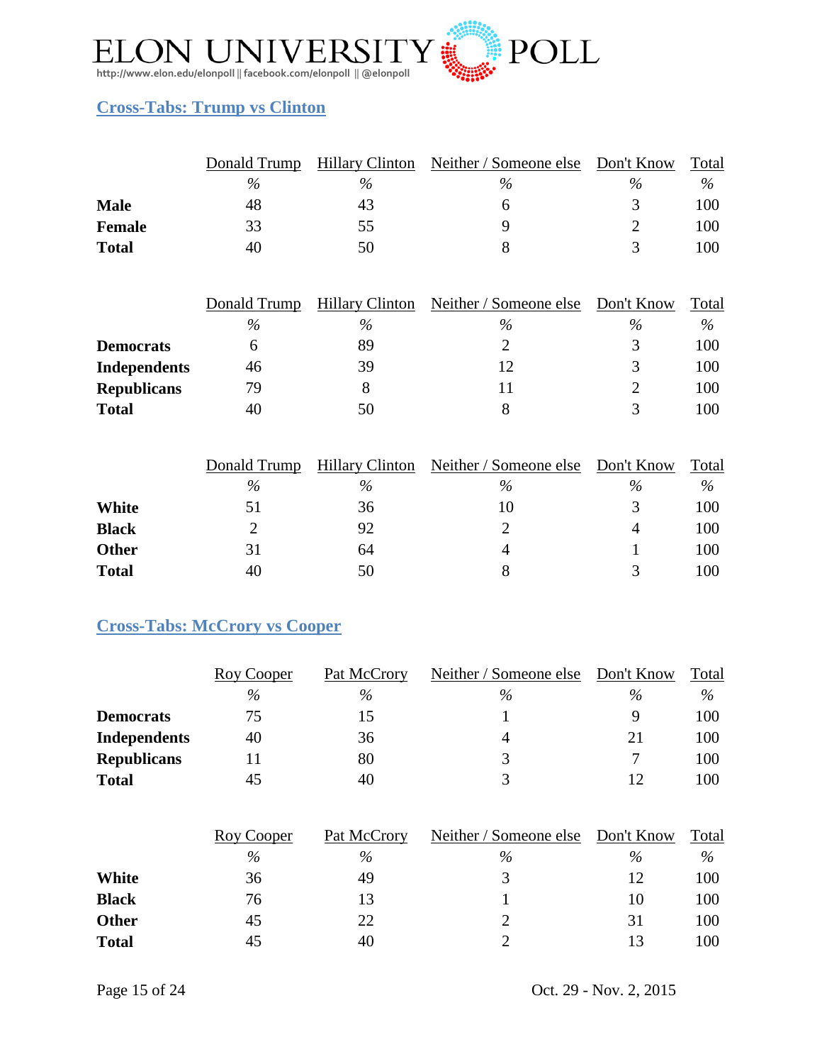## Cross-Tabs: Trump vs Clinton

| | Donald Trump | Hillary Clinton | Neither / Someone else | Don't Know | Total |
|---|---|---|---|---|---|
| | % | % | % | % | % |
| **Male** | 48 | 43 | 6 | 3 | 100 |
| **Female** | 33 | 55 | 9 | 2 | 100 |
| **Total** | 40 | 50 | 8 | 3 | 100 |

| | Donald Trump | Hillary Clinton | Neither / Someone else | Don't Know | Total |
|---|---|---|---|---|---|
| | % | % | % | % | % |
| **Democrats** | 6 | 89 | 2 | 3 | 100 |
| **Independents** | 46 | 39 | 12 | 3 | 100 |
| **Republicans** | 79 | 8 | 11 | 2 | 100 |
| **Total** | 40 | 50 | 8 | 3 | 100 |

| | Donald Trump | Hillary Clinton | Neither / Someone else | Don't Know | Total |
|---|---|---|---|---|---|
| | % | % | % | % | % |
| **White** | 51 | 36 | 10 | 3 | 100 |
| **Black** | 2 | 92 | 2 | 4 | 100 |
| **Other** | 31 | 64 | 4 | 1 | 100 |
| **Total** | 40 | 50 | 8 | 3 | 100 |

## Cross-Tabs: McCrory vs Cooper

| | Roy Cooper | Pat McCrory | Neither / Someone else | Don't Know | Total |
|---|---|---|---|---|---|
| | % | % | % | % | % |
| **Democrats** | 75 | 15 | 1 | 9 | 100 |
| **Independents** | 40 | 36 | 4 | 21 | 100 |
| **Republicans** | 11 | 80 | 3 | 7 | 100 |
| **Total** | 45 | 40 | 3 | 12 | 100 |

| | Roy Cooper | Pat McCrory | Neither / Someone else | Don't Know | Total |
|---|---|---|---|---|---|
| | % | % | % | % | % |
| **White** | 36 | 49 | 3 | 12 | 100 |
| **Black** | 76 | 13 | 1 | 10 | 100 |
| **Other** | 45 | 22 | 2 | 31 | 100 |
| **Total** | 45 | 40 | 2 | 13 | 100 |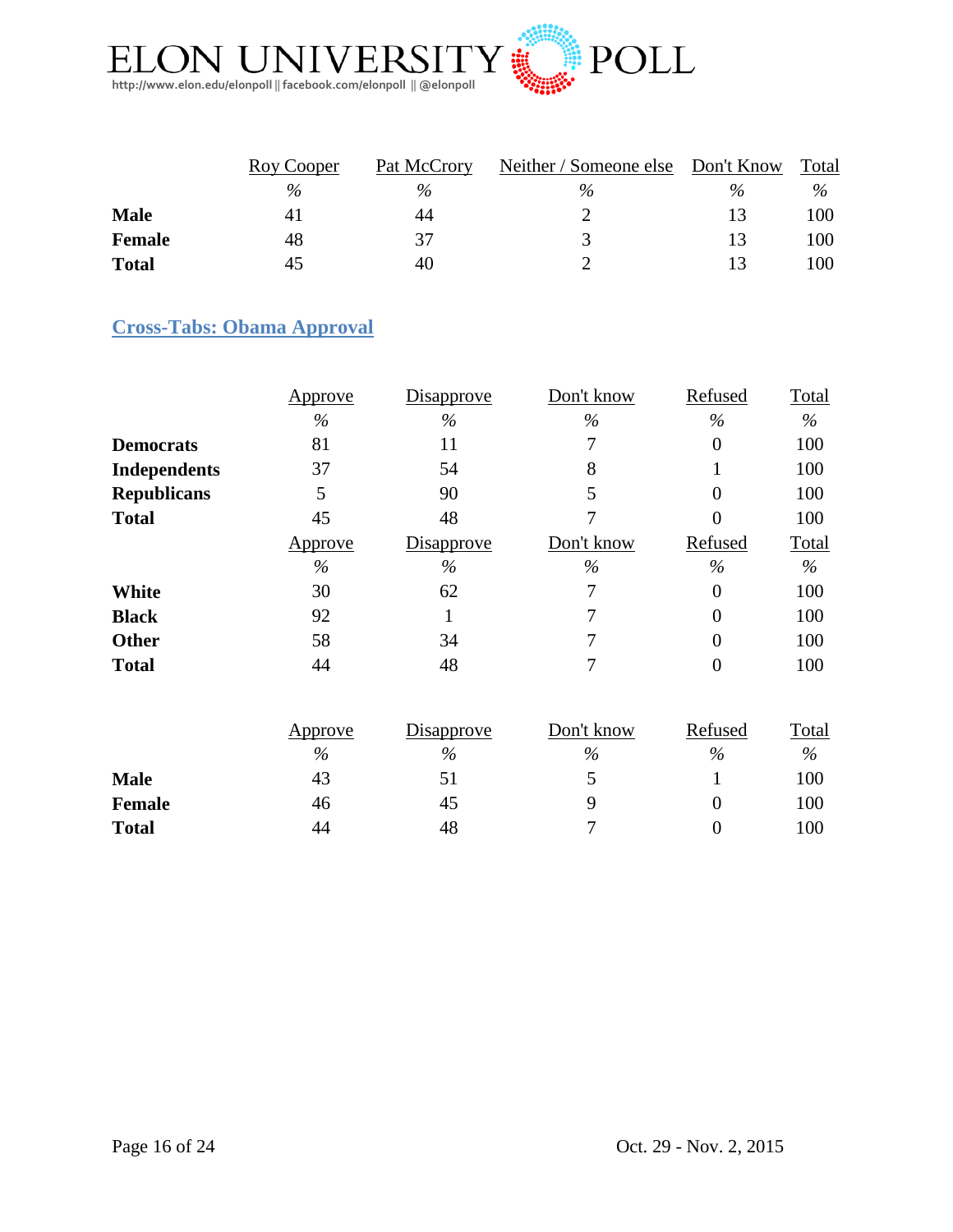|  | Roy Cooper | Pat McCrory | Neither / Someone else | Don't Know | Total |
|---|---|---|---|---|---|
|  | % | % | % | % | % |
| **Male** | 41 | 44 | 2 | 13 | 100 |
| **Female** | 48 | 37 | 3 | 13 | 100 |
| **Total** | 45 | 40 | 2 | 13 | 100 |

## Cross-Tabs: Obama Approval

|  | Approve | Disapprove | Don't know | Refused | Total |
|---|---|---|---|---|---|
|  | % | % | % | % | % |
| **Democrats** | 81 | 11 | 7 | 0 | 100 |
| **Independents** | 37 | 54 | 8 | 1 | 100 |
| **Republicans** | 5 | 90 | 5 | 0 | 100 |
| **Total** | 45 | 48 | 7 | 0 | 100 |

|  | Approve | Disapprove | Don't know | Refused | Total |
|---|---|---|---|---|---|
|  | % | % | % | % | % |
| **White** | 30 | 62 | 7 | 0 | 100 |
| **Black** | 92 | 1 | 7 | 0 | 100 |
| **Other** | 58 | 34 | 7 | 0 | 100 |
| **Total** | 44 | 48 | 7 | 0 | 100 |

|  | Approve | Disapprove | Don't know | Refused | Total |
|---|---|---|---|---|---|
|  | % | % | % | % | % |
| **Male** | 43 | 51 | 5 | 1 | 100 |
| **Female** | 46 | 45 | 9 | 0 | 100 |
| **Total** | 44 | 48 | 7 | 0 | 100 |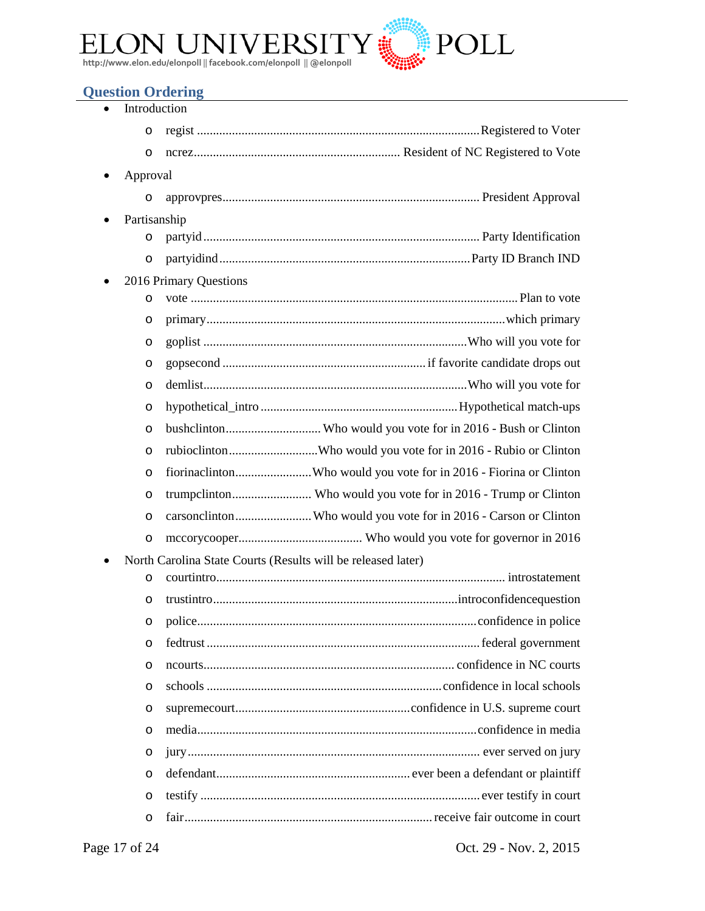## Question Ordering

- Introduction
  - regist ........................................................................................ Registered to Voter
  - ncrez ................................................................. Resident of NC Registered to Vote
- Approval
  - approvpres ................................................................................ President Approval
- Partisanship
  - partyid ...................................................................................... Party Identification
  - partyidind .............................................................................. Party ID Branch IND
- 2016 Primary Questions
  - vote ................................................................................................. Plan to vote
  - primary .......................................................................................... which primary
  - goplist .................................................................................. Who will you vote for
  - gopsecond ................................................................ if favorite candidate drops out
  - demlist ................................................................................... Who will you vote for
  - hypothetical_intro .............................................................. Hypothetical match-ups
  - bushclinton .............................. Who would you vote for in 2016 - Bush or Clinton
  - rubioclinton ............................ Who would you vote for in 2016 - Rubio or Clinton
  - fiorinaclinton ........................ Who would you vote for in 2016 - Fiorina or Clinton
  - trumpclinton ......................... Who would you vote for in 2016 - Trump or Clinton
  - carsonclinton ........................ Who would you vote for in 2016 - Carson or Clinton
  - mccorycooper ....................................... Who would you vote for governor in 2016
- North Carolina State Courts (Results will be released later)
  - courtintro .......................................................................................... introstatement
  - trustintro ............................................................................ introconfidencequestion
  - police ....................................................................................... confidence in police
  - fedtrust ................................................................................... federal government
  - ncourts ............................................................................. confidence in NC courts
  - schools ........................................................................ confidence in local schools
  - supremecourt ...................................................... confidence in U.S. supreme court
  - media ....................................................................................... confidence in media
  - jury ........................................................................................... ever served on jury
  - defendant ........................................................... ever been a defendant or plaintiff
  - testify ....................................................................................... ever testify in court
  - fair ............................................................................. receive fair outcome in court

Oct. 29 - Nov. 2, 2015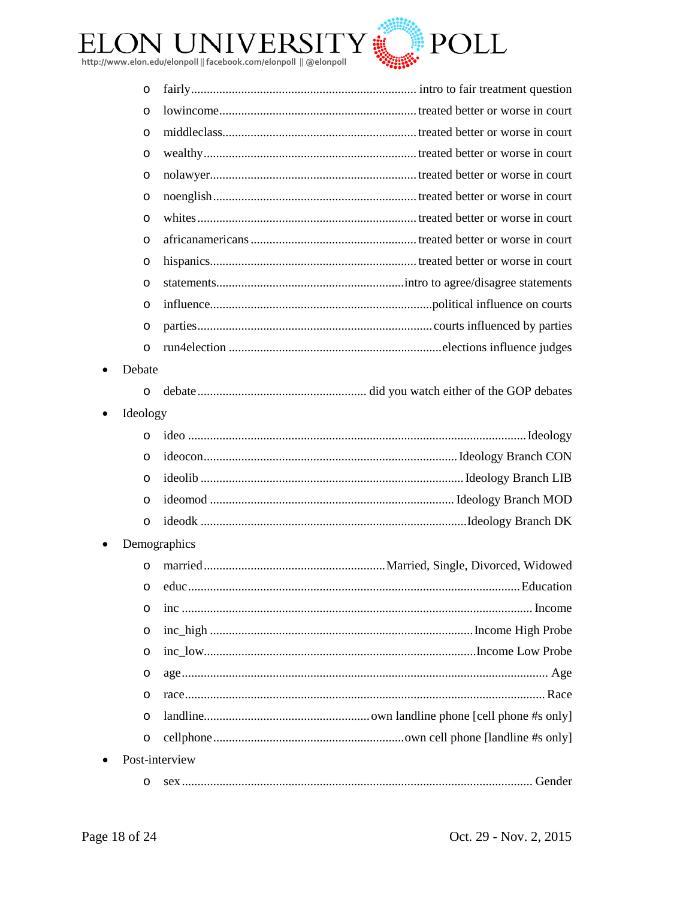- fairly ........................................................................ intro to fair treatment question
- lowincome ................................................................ treated better or worse in court
- middleclass ............................................................... treated better or worse in court
- wealthy ..................................................................... treated better or worse in court
- nolawyer ................................................................... treated better or worse in court
- noenglish .................................................................. treated better or worse in court
- whites ........................................................................ treated better or worse in court
- africanamericans ...................................................... treated better or worse in court
- hispanics ................................................................... treated better or worse in court
- statements ............................................................. intro to agree/disagree statements
- influence ....................................................................... political influence on courts
- parties .......................................................................... courts influenced by parties
- run4election ................................................................... elections influence judges

- Debate
  - debate ....................................................... did you watch either of the GOP debates
- Ideology
  - ideo .......................................................................................................... Ideology
  - ideocon ................................................................................ Ideology Branch CON
  - ideolib .................................................................................... Ideology Branch LIB
  - ideomod ................................................................................ Ideology Branch MOD
  - ideodk ..................................................................................... Ideology Branch DK
- Demographics
  - married .......................................................... Married, Single, Divorced, Widowed
  - educ ........................................................................................................ Education
  - inc ............................................................................................................. Income
  - inc_high ................................................................................... Income High Probe
  - inc_low ..................................................................................... Income Low Probe
  - age ................................................................................................................. Age
  - race ............................................................................................................... Race
  - landline ................................................... own landline phone [cell phone #s only]
  - cellphone ............................................................ own cell phone [landline #s only]
- Post-interview
  - sex ............................................................................................................ Gender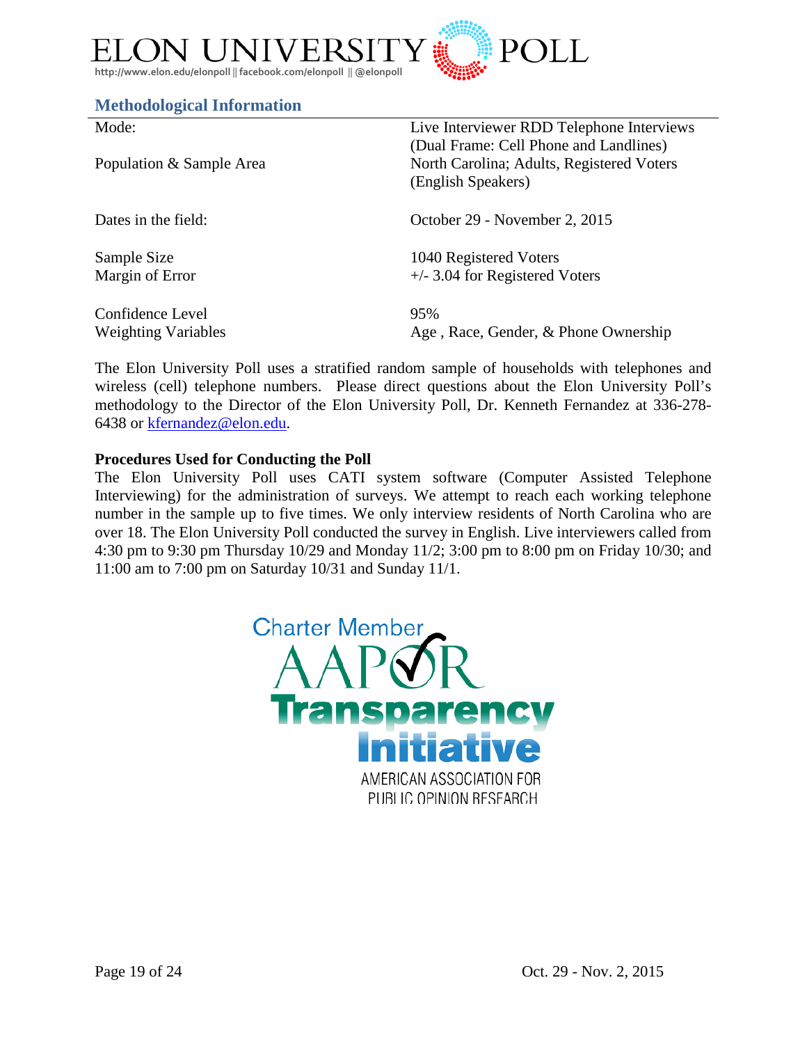## Methodological Information

| | |
|---|---|
| Mode: | Live Interviewer RDD Telephone Interviews (Dual Frame: Cell Phone and Landlines) |
| Population & Sample Area | North Carolina; Adults, Registered Voters (English Speakers) |
| Dates in the field: | October 29 - November 2, 2015 |
| Sample Size | 1040 Registered Voters |
| Margin of Error | +/- 3.04 for Registered Voters |
| Confidence Level | 95% |
| Weighting Variables | Age , Race, Gender, & Phone Ownership |

The Elon University Poll uses a stratified random sample of households with telephones and wireless (cell) telephone numbers. Please direct questions about the Elon University Poll's methodology to the Director of the Elon University Poll, Dr. Kenneth Fernandez at 336-278-6438 or kfernandez@elon.edu.

**Procedures Used for Conducting the Poll**

The Elon University Poll uses CATI system software (Computer Assisted Telephone Interviewing) for the administration of surveys. We attempt to reach each working telephone number in the sample up to five times. We only interview residents of North Carolina who are over 18. The Elon University Poll conducted the survey in English. Live interviewers called from 4:30 pm to 9:30 pm Thursday 10/29 and Monday 11/2; 3:00 pm to 8:00 pm on Friday 10/30; and 11:00 am to 7:00 pm on Saturday 10/31 and Sunday 11/1.

Charter Member AAPOR Transparency Initiative

AMERICAN ASSOCIATION FOR PUBLIC OPINION RESEARCH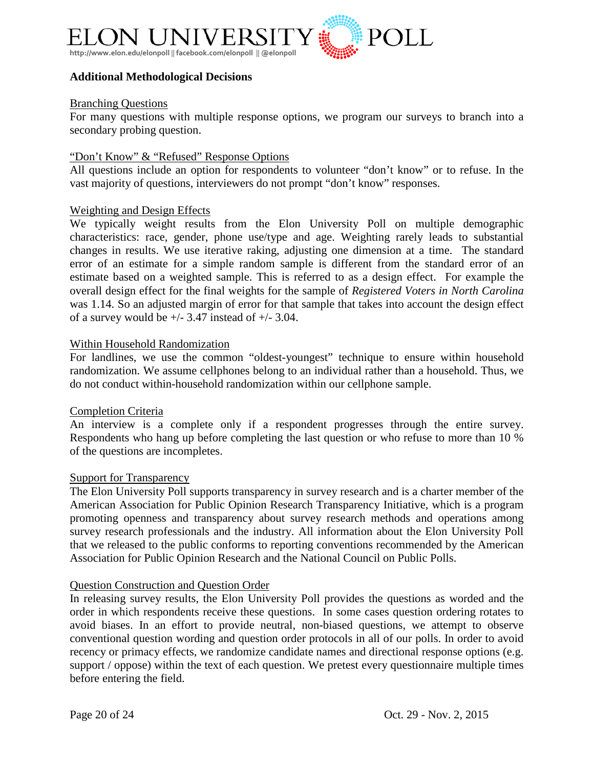## Additional Methodological Decisions

<u>Branching Questions</u>

For many questions with multiple response options, we program our surveys to branch into a secondary probing question.

<u>"Don't Know" & "Refused" Response Options</u>

All questions include an option for respondents to volunteer "don't know" or to refuse. In the vast majority of questions, interviewers do not prompt "don't know" responses.

<u>Weighting and Design Effects</u>

We typically weight results from the Elon University Poll on multiple demographic characteristics: race, gender, phone use/type and age. Weighting rarely leads to substantial changes in results. We use iterative raking, adjusting one dimension at a time. The standard error of an estimate for a simple random sample is different from the standard error of an estimate based on a weighted sample. This is referred to as a design effect. For example the overall design effect for the final weights for the sample of *Registered Voters in North Carolina* was 1.14. So an adjusted margin of error for that sample that takes into account the design effect of a survey would be +/- 3.47 instead of +/- 3.04.

<u>Within Household Randomization</u>

For landlines, we use the common "oldest-youngest" technique to ensure within household randomization. We assume cellphones belong to an individual rather than a household. Thus, we do not conduct within-household randomization within our cellphone sample.

<u>Completion Criteria</u>

An interview is a complete only if a respondent progresses through the entire survey. Respondents who hang up before completing the last question or who refuse to more than 10 % of the questions are incompletes.

<u>Support for Transparency</u>

The Elon University Poll supports transparency in survey research and is a charter member of the American Association for Public Opinion Research Transparency Initiative, which is a program promoting openness and transparency about survey research methods and operations among survey research professionals and the industry. All information about the Elon University Poll that we released to the public conforms to reporting conventions recommended by the American Association for Public Opinion Research and the National Council on Public Polls.

<u>Question Construction and Question Order</u>

In releasing survey results, the Elon University Poll provides the questions as worded and the order in which respondents receive these questions. In some cases question ordering rotates to avoid biases. In an effort to provide neutral, non-biased questions, we attempt to observe conventional question wording and question order protocols in all of our polls. In order to avoid recency or primacy effects, we randomize candidate names and directional response options (e.g. support / oppose) within the text of each question. We pretest every questionnaire multiple times before entering the field.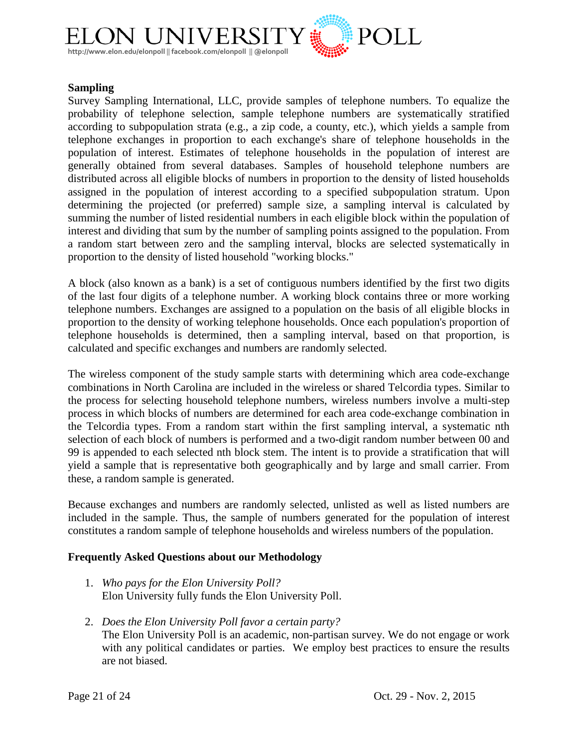**Sampling**

Survey Sampling International, LLC, provide samples of telephone numbers. To equalize the probability of telephone selection, sample telephone numbers are systematically stratified according to subpopulation strata (e.g., a zip code, a county, etc.), which yields a sample from telephone exchanges in proportion to each exchange's share of telephone households in the population of interest. Estimates of telephone households in the population of interest are generally obtained from several databases. Samples of household telephone numbers are distributed across all eligible blocks of numbers in proportion to the density of listed households assigned in the population of interest according to a specified subpopulation stratum. Upon determining the projected (or preferred) sample size, a sampling interval is calculated by summing the number of listed residential numbers in each eligible block within the population of interest and dividing that sum by the number of sampling points assigned to the population. From a random start between zero and the sampling interval, blocks are selected systematically in proportion to the density of listed household "working blocks."

A block (also known as a bank) is a set of contiguous numbers identified by the first two digits of the last four digits of a telephone number. A working block contains three or more working telephone numbers. Exchanges are assigned to a population on the basis of all eligible blocks in proportion to the density of working telephone households. Once each population's proportion of telephone households is determined, then a sampling interval, based on that proportion, is calculated and specific exchanges and numbers are randomly selected.

The wireless component of the study sample starts with determining which area code-exchange combinations in North Carolina are included in the wireless or shared Telcordia types. Similar to the process for selecting household telephone numbers, wireless numbers involve a multi-step process in which blocks of numbers are determined for each area code-exchange combination in the Telcordia types. From a random start within the first sampling interval, a systematic nth selection of each block of numbers is performed and a two-digit random number between 00 and 99 is appended to each selected nth block stem. The intent is to provide a stratification that will yield a sample that is representative both geographically and by large and small carrier. From these, a random sample is generated.

Because exchanges and numbers are randomly selected, unlisted as well as listed numbers are included in the sample. Thus, the sample of numbers generated for the population of interest constitutes a random sample of telephone households and wireless numbers of the population.

**Frequently Asked Questions about our Methodology**

1. *Who pays for the Elon University Poll?*
   Elon University fully funds the Elon University Poll.

2. *Does the Elon University Poll favor a certain party?*
   The Elon University Poll is an academic, non-partisan survey. We do not engage or work with any political candidates or parties. We employ best practices to ensure the results are not biased.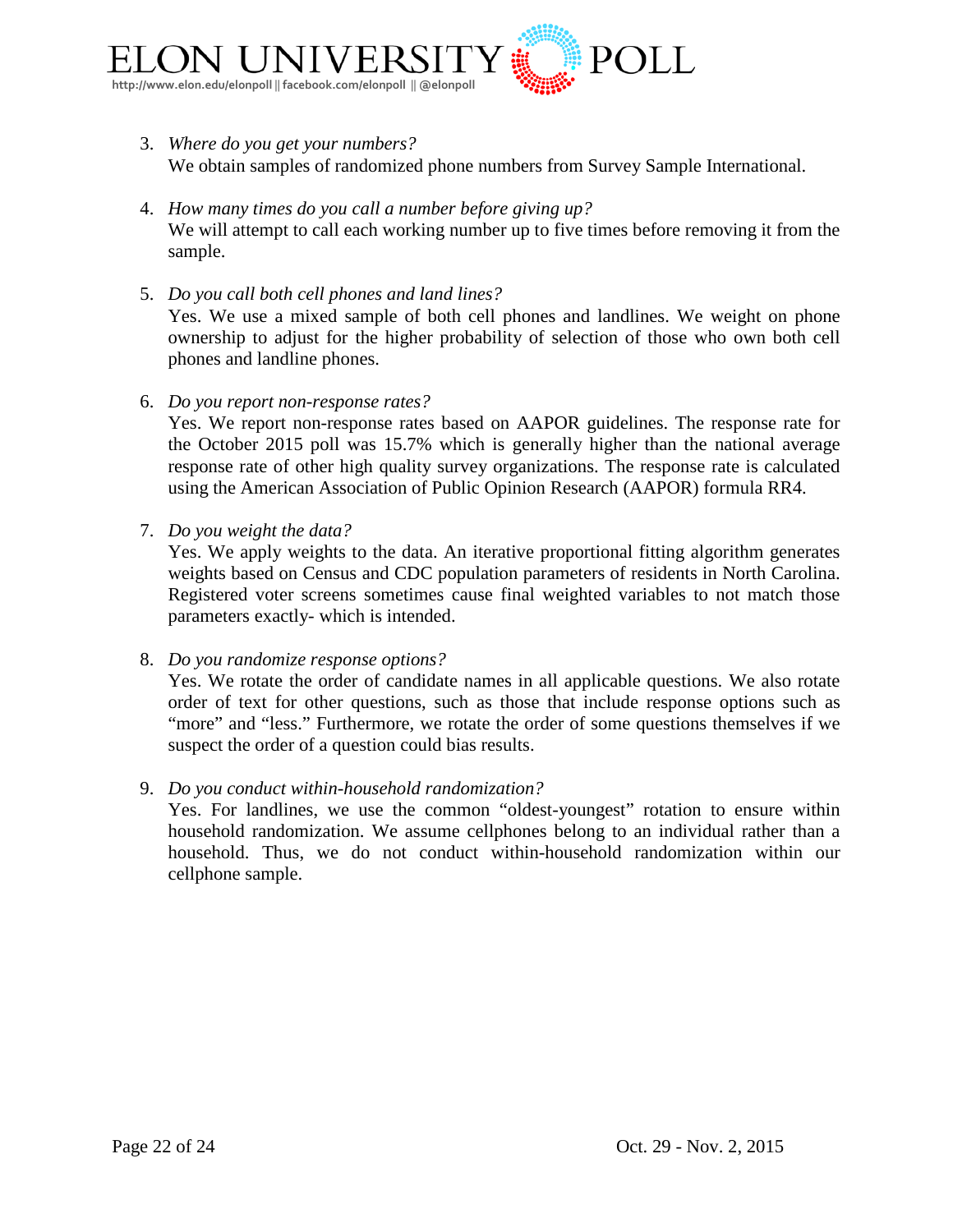3. *Where do you get your numbers?*
   We obtain samples of randomized phone numbers from Survey Sample International.

4. *How many times do you call a number before giving up?*
   We will attempt to call each working number up to five times before removing it from the sample.

5. *Do you call both cell phones and land lines?*
   Yes. We use a mixed sample of both cell phones and landlines. We weight on phone ownership to adjust for the higher probability of selection of those who own both cell phones and landline phones.

6. *Do you report non-response rates?*
   Yes. We report non-response rates based on AAPOR guidelines. The response rate for the October 2015 poll was 15.7% which is generally higher than the national average response rate of other high quality survey organizations. The response rate is calculated using the American Association of Public Opinion Research (AAPOR) formula RR4.

7. *Do you weight the data?*
   Yes. We apply weights to the data. An iterative proportional fitting algorithm generates weights based on Census and CDC population parameters of residents in North Carolina. Registered voter screens sometimes cause final weighted variables to not match those parameters exactly- which is intended.

8. *Do you randomize response options?*
   Yes. We rotate the order of candidate names in all applicable questions. We also rotate order of text for other questions, such as those that include response options such as "more" and "less." Furthermore, we rotate the order of some questions themselves if we suspect the order of a question could bias results.

9. *Do you conduct within-household randomization?*
   Yes. For landlines, we use the common "oldest-youngest" rotation to ensure within household randomization. We assume cellphones belong to an individual rather than a household. Thus, we do not conduct within-household randomization within our cellphone sample.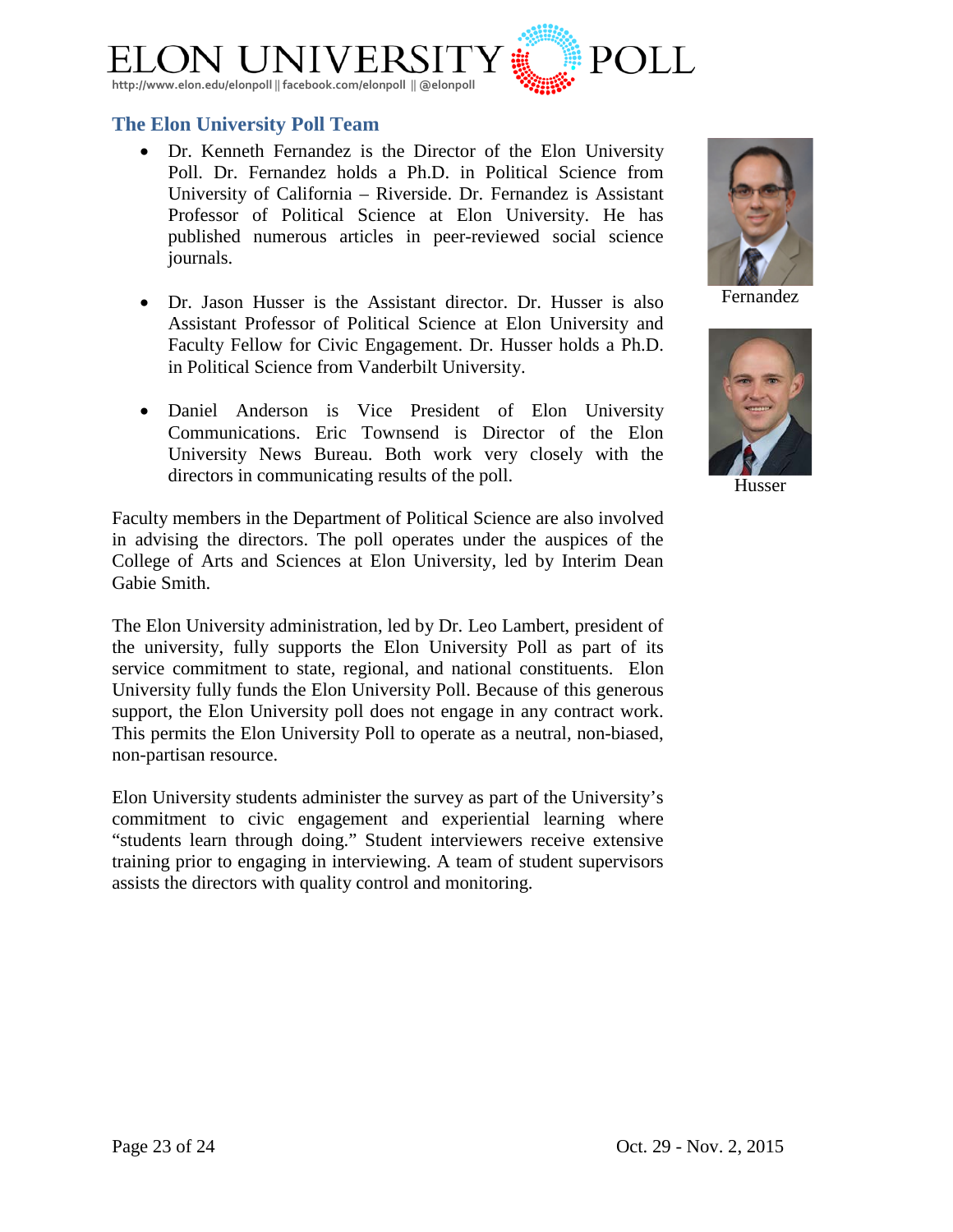## The Elon University Poll Team

- Dr. Kenneth Fernandez is the Director of the Elon University Poll. Dr. Fernandez holds a Ph.D. in Political Science from University of California – Riverside. Dr. Fernandez is Assistant Professor of Political Science at Elon University. He has published numerous articles in peer-reviewed social science journals.

- Dr. Jason Husser is the Assistant director. Dr. Husser is also Assistant Professor of Political Science at Elon University and Faculty Fellow for Civic Engagement. Dr. Husser holds a Ph.D. in Political Science from Vanderbilt University.

- Daniel Anderson is Vice President of Elon University Communications. Eric Townsend is Director of the Elon University News Bureau. Both work very closely with the directors in communicating results of the poll.

Fernandez

Husser

Faculty members in the Department of Political Science are also involved in advising the directors. The poll operates under the auspices of the College of Arts and Sciences at Elon University, led by Interim Dean Gabie Smith.

The Elon University administration, led by Dr. Leo Lambert, president of the university, fully supports the Elon University Poll as part of its service commitment to state, regional, and national constituents. Elon University fully funds the Elon University Poll. Because of this generous support, the Elon University poll does not engage in any contract work. This permits the Elon University Poll to operate as a neutral, non-biased, non-partisan resource.

Elon University students administer the survey as part of the University's commitment to civic engagement and experiential learning where "students learn through doing." Student interviewers receive extensive training prior to engaging in interviewing. A team of student supervisors assists the directors with quality control and monitoring.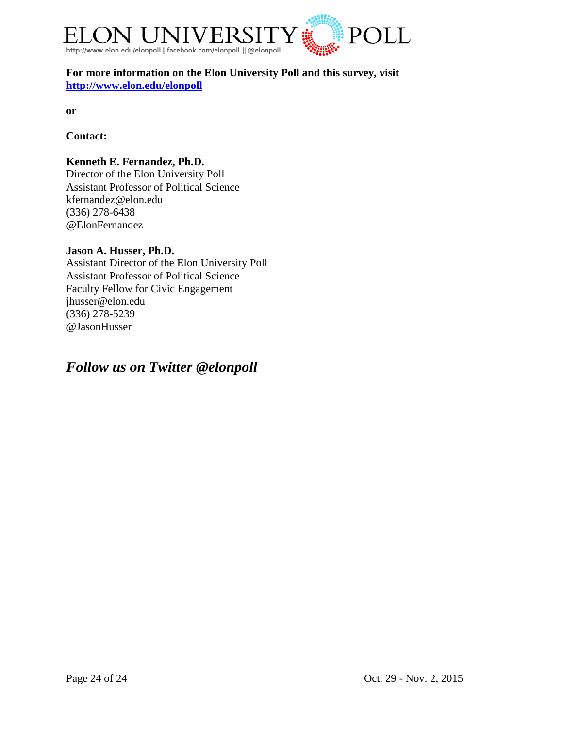**For more information on the Elon University Poll and this survey, visit** **http://www.elon.edu/elonpoll**

**or**

**Contact:**

**Kenneth E. Fernandez, Ph.D.**
Director of the Elon University Poll
Assistant Professor of Political Science
kfernandez@elon.edu
(336) 278-6438
@ElonFernandez

**Jason A. Husser, Ph.D.**
Assistant Director of the Elon University Poll
Assistant Professor of Political Science
Faculty Fellow for Civic Engagement
jhusser@elon.edu
(336) 278-5239
@JasonHusser

***Follow us on Twitter @elonpoll***